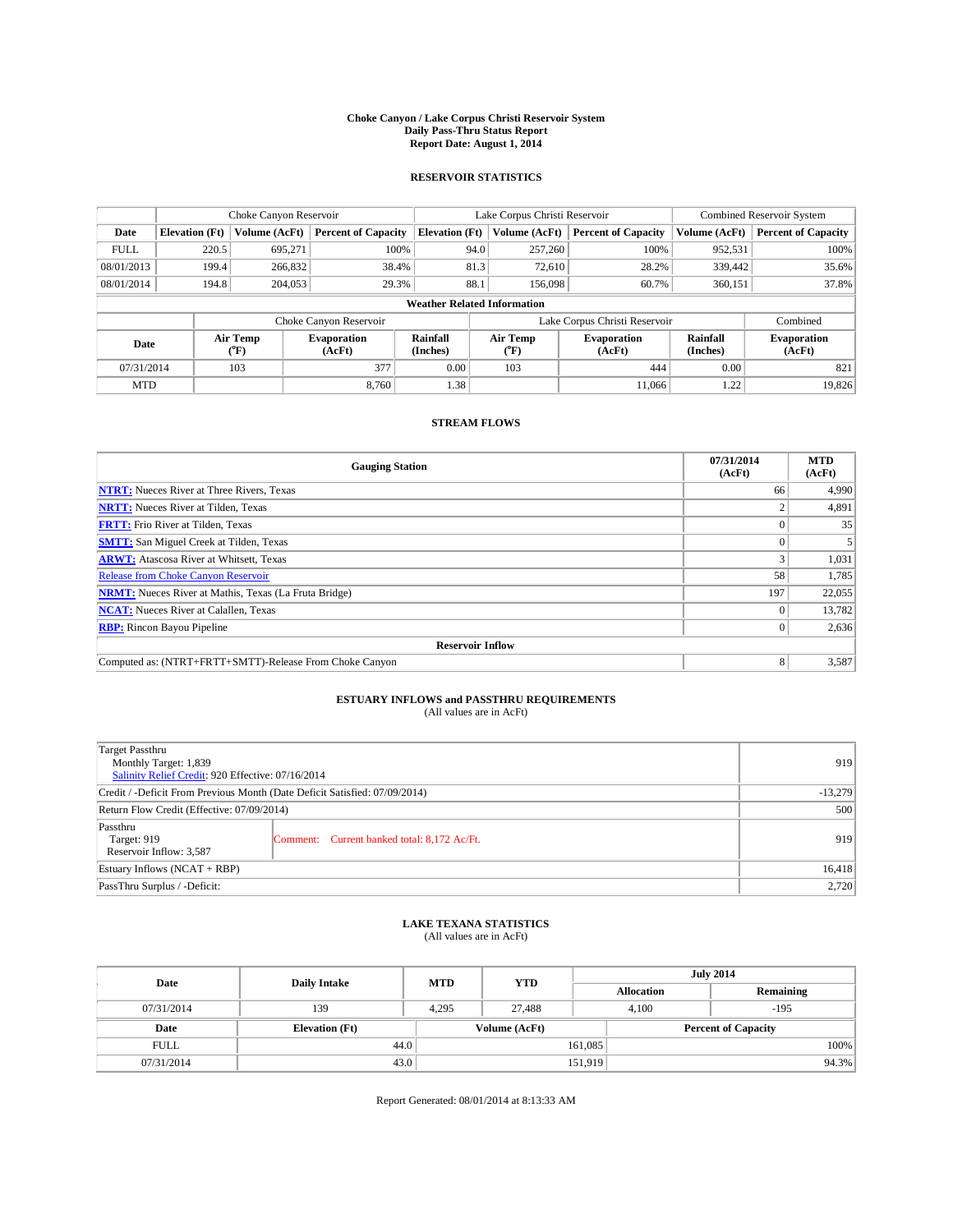# Choke Canyon / Lake Corpus Christi Reservoir System
## Daily Pass-Thru Status Report
### Report Date: August 1, 2014

## RESERVOIR STATISTICS

| | Choke Canyon Reservoir | | | Lake Corpus Christi Reservoir | | | Combined Reservoir System | |
|---|---|---|---|---|---|---|---|---|
| Date | Elevation (Ft) | Volume (AcFt) | Percent of Capacity | Elevation (Ft) | Volume (AcFt) | Percent of Capacity | Volume (AcFt) | Percent of Capacity |
| FULL | 220.5 | 695,271 | 100% | 94.0 | 257,260 | 100% | 952,531 | 100% |
| 08/01/2013 | 199.4 | 266,832 | 38.4% | 81.3 | 72,610 | 28.2% | 339,442 | 35.6% |
| 08/01/2014 | 194.8 | 204,053 | 29.3% | 88.1 | 156,098 | 60.7% | 360,151 | 37.8% |

**Weather Related Information**

| | Choke Canyon Reservoir | | | Lake Corpus Christi Reservoir | | | Combined |
|---|---|---|---|---|---|---|---|
| Date | Air Temp (°F) | Evaporation (AcFt) | Rainfall (Inches) | Air Temp (°F) | Evaporation (AcFt) | Rainfall (Inches) | Evaporation (AcFt) |
| 07/31/2014 | 103 | 377 | 0.00 | 103 | 444 | 0.00 | 821 |
| MTD | | 8,760 | 1.38 | | 11,066 | 1.22 | 19,826 |

## STREAM FLOWS

| Gauging Station | 07/31/2014 (AcFt) | MTD (AcFt) |
|---|---|---|
| NTRT: Nueces River at Three Rivers, Texas | 66 | 4,990 |
| NRTT: Nueces River at Tilden, Texas | 2 | 4,891 |
| FRTT: Frio River at Tilden, Texas | 0 | 35 |
| SMTT: San Miguel Creek at Tilden, Texas | 0 | 5 |
| ARWT: Atascosa River at Whitsett, Texas | 3 | 1,031 |
| Release from Choke Canyon Reservoir | 58 | 1,785 |
| NRMT: Nueces River at Mathis, Texas (La Fruta Bridge) | 197 | 22,055 |
| NCAT: Nueces River at Calallen, Texas | 0 | 13,782 |
| RBP: Rincon Bayou Pipeline | 0 | 2,636 |
| **Reservoir Inflow** | | |
| Computed as: (NTRT+FRTT+SMTT)-Release From Choke Canyon | 8 | 3,587 |

## ESTUARY INFLOWS and PASSTHRU REQUIREMENTS
(All values are in AcFt)

| | | |
|---|---|---|
| Target Passthru<br>Monthly Target: 1,839<br>Salinity Relief Credit: 920 Effective: 07/16/2014 | | 919 |
| Credit / -Deficit From Previous Month (Date Deficit Satisfied: 07/09/2014) | | -13,279 |
| Return Flow Credit (Effective: 07/09/2014) | | 500 |
| Passthru<br>Target: 919<br>Reservoir Inflow: 3,587 | Comment: Current banked total: 8,172 Ac/Ft. | 919 |
| Estuary Inflows (NCAT + RBP) | | 16,418 |
| PassThru Surplus / -Deficit: | | 2,720 |

## LAKE TEXANA STATISTICS
(All values are in AcFt)

| Date | Daily Intake | MTD | YTD | July 2014 Allocation | July 2014 Remaining |
|---|---|---|---|---|---|
| 07/31/2014 | 139 | 4,295 | 27,488 | 4,100 | -195 |

| Date | Elevation (Ft) | Volume (AcFt) | Percent of Capacity |
|---|---|---|---|
| FULL | 44.0 | 161,085 | 100% |
| 07/31/2014 | 43.0 | 151,919 | 94.3% |

Report Generated: 08/01/2014 at 8:13:33 AM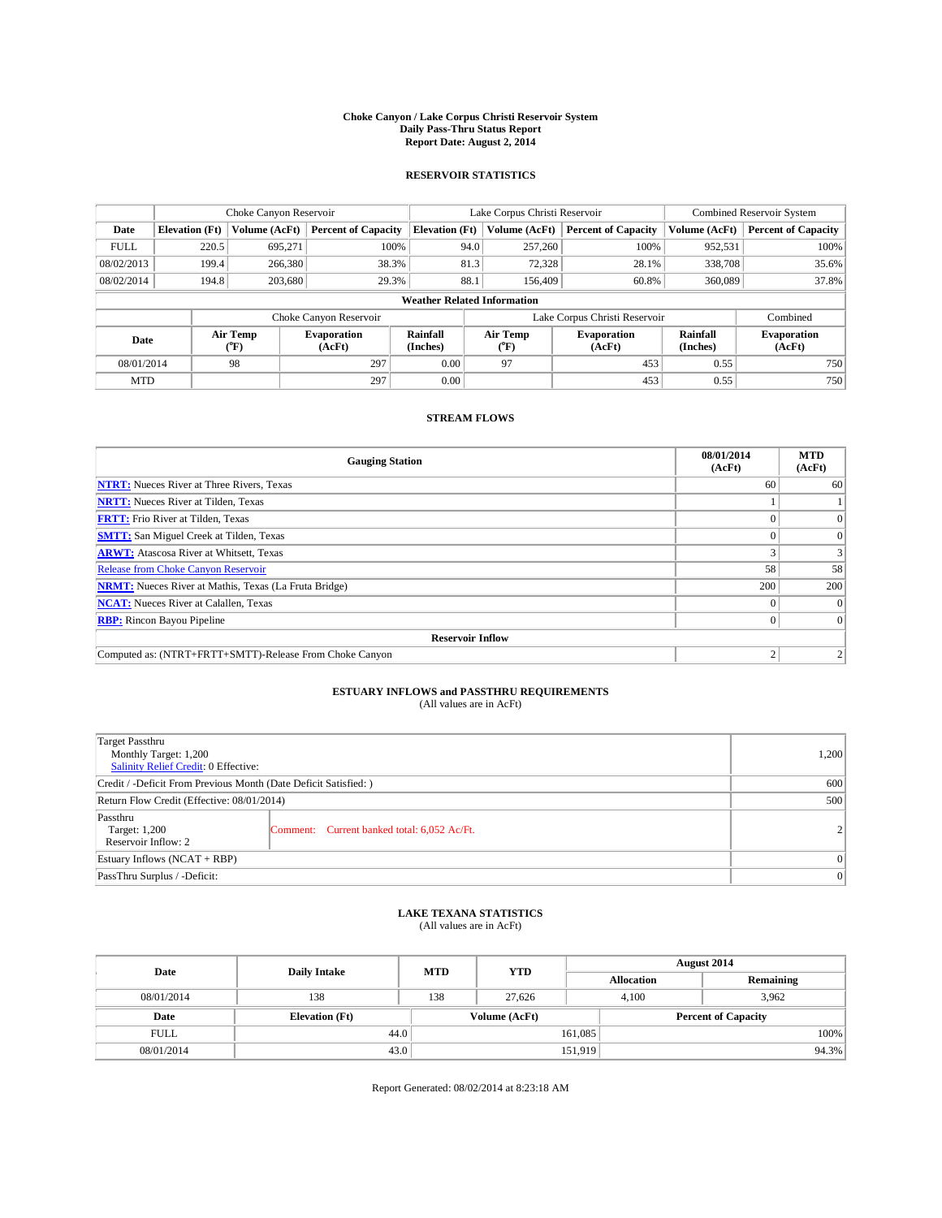**Choke Canyon / Lake Corpus Christi Reservoir System**
**Daily Pass-Thru Status Report**
**Report Date: August 2, 2014**

## RESERVOIR STATISTICS

| | Choke Canyon Reservoir | | | Lake Corpus Christi Reservoir | | | Combined Reservoir System | |
|---|---|---|---|---|---|---|---|---|
| Date | Elevation (Ft) | Volume (AcFt) | Percent of Capacity | Elevation (Ft) | Volume (AcFt) | Percent of Capacity | Volume (AcFt) | Percent of Capacity |
| FULL | 220.5 | 695,271 | 100% | 94.0 | 257,260 | 100% | 952,531 | 100% |
| 08/02/2013 | 199.4 | 266,380 | 38.3% | 81.3 | 72,328 | 28.1% | 338,708 | 35.6% |
| 08/02/2014 | 194.8 | 203,680 | 29.3% | 88.1 | 156,409 | 60.8% | 360,089 | 37.8% |

**Weather Related Information**

| | Choke Canyon Reservoir | | | Lake Corpus Christi Reservoir | | | Combined |
|---|---|---|---|---|---|---|---|
| Date | Air Temp (°F) | Evaporation (AcFt) | Rainfall (Inches) | Air Temp (°F) | Evaporation (AcFt) | Rainfall (Inches) | Evaporation (AcFt) |
| 08/01/2014 | 98 | 297 | 0.00 | 97 | 453 | 0.55 | 750 |
| MTD | | 297 | 0.00 | | 453 | 0.55 | 750 |

## STREAM FLOWS

| Gauging Station | 08/01/2014 (AcFt) | MTD (AcFt) |
|---|---|---|
| NTRT: Nueces River at Three Rivers, Texas | 60 | 60 |
| NRTT: Nueces River at Tilden, Texas | 1 | 1 |
| FRTT: Frio River at Tilden, Texas | 0 | 0 |
| SMTT: San Miguel Creek at Tilden, Texas | 0 | 0 |
| ARWT: Atascosa River at Whitsett, Texas | 3 | 3 |
| Release from Choke Canyon Reservoir | 58 | 58 |
| NRMT: Nueces River at Mathis, Texas (La Fruta Bridge) | 200 | 200 |
| NCAT: Nueces River at Calallen, Texas | 0 | 0 |
| RBP: Rincon Bayou Pipeline | 0 | 0 |
| **Reservoir Inflow** | | |
| Computed as: (NTRT+FRTT+SMTT)-Release From Choke Canyon | 2 | 2 |

## ESTUARY INFLOWS and PASSTHRU REQUIREMENTS

(All values are in AcFt)

| | | |
|---|---|---|
| Target Passthru<br>Monthly Target: 1,200<br>Salinity Relief Credit: 0 Effective: | | 1,200 |
| Credit / -Deficit From Previous Month (Date Deficit Satisfied: ) | | 600 |
| Return Flow Credit (Effective: 08/01/2014) | | 500 |
| Passthru<br>Target: 1,200<br>Reservoir Inflow: 2 | Comment: Current banked total: 6,052 Ac/Ft. | 2 |
| Estuary Inflows (NCAT + RBP) | | 0 |
| PassThru Surplus / -Deficit: | | 0 |

## LAKE TEXANA STATISTICS

(All values are in AcFt)

| Date | Daily Intake | MTD | YTD | August 2014 Allocation | August 2014 Remaining |
|---|---|---|---|---|---|
| 08/01/2014 | 138 | 138 | 27,626 | 4,100 | 3,962 |

| Date | Elevation (Ft) | Volume (AcFt) | Percent of Capacity |
|---|---|---|---|
| FULL | 44.0 | 161,085 | 100% |
| 08/01/2014 | 43.0 | 151,919 | 94.3% |

Report Generated: 08/02/2014 at 8:23:18 AM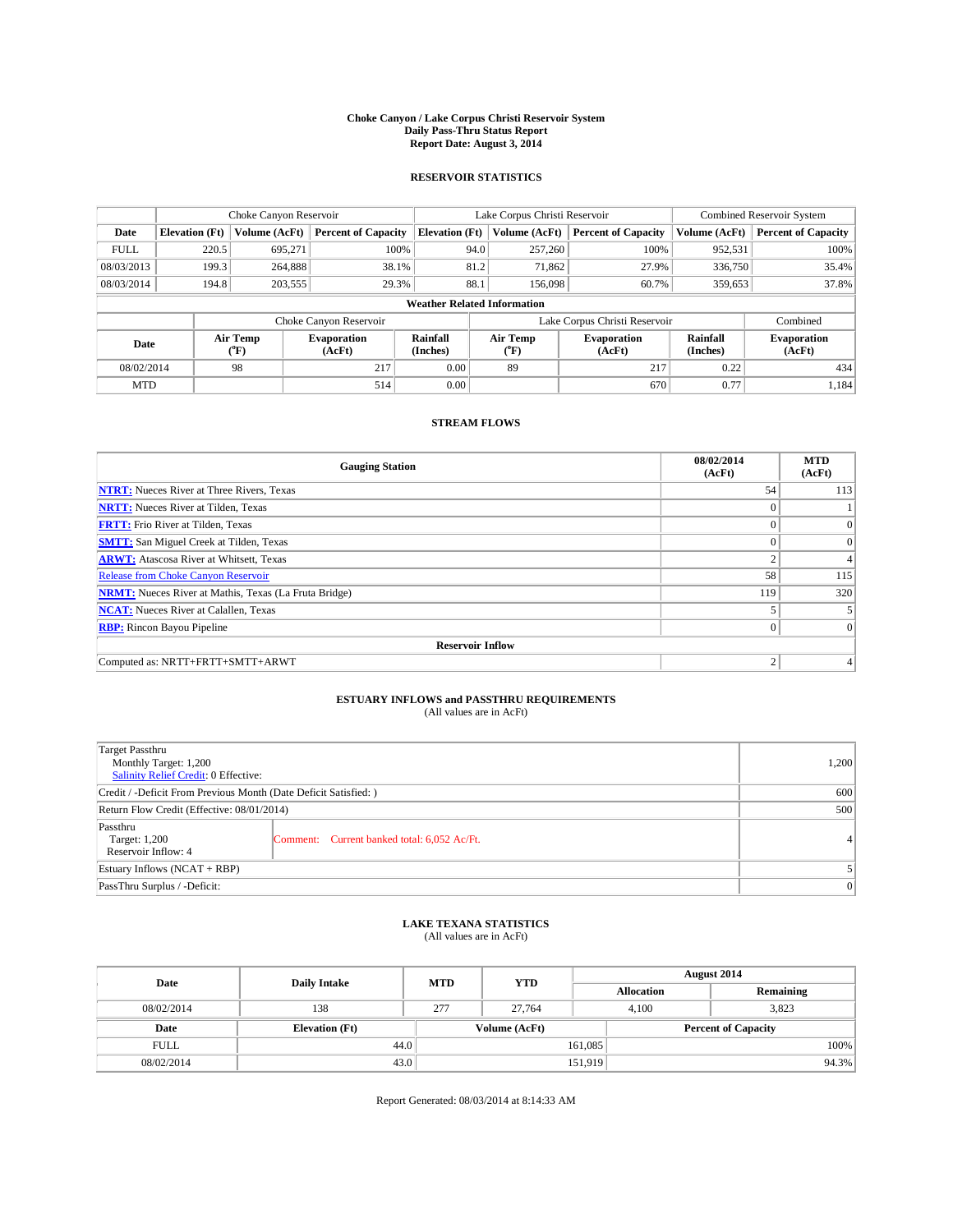# Choke Canyon / Lake Corpus Christi Reservoir System
## Daily Pass-Thru Status Report
### Report Date: August 3, 2014

## RESERVOIR STATISTICS

| | Choke Canyon Reservoir | | | Lake Corpus Christi Reservoir | | | Combined Reservoir System | |
|---|---|---|---|---|---|---|---|---|
| Date | Elevation (Ft) | Volume (AcFt) | Percent of Capacity | Elevation (Ft) | Volume (AcFt) | Percent of Capacity | Volume (AcFt) | Percent of Capacity |
| FULL | 220.5 | 695,271 | 100% | 94.0 | 257,260 | 100% | 952,531 | 100% |
| 08/03/2013 | 199.3 | 264,888 | 38.1% | 81.2 | 71,862 | 27.9% | 336,750 | 35.4% |
| 08/03/2014 | 194.8 | 203,555 | 29.3% | 88.1 | 156,098 | 60.7% | 359,653 | 37.8% |

**Weather Related Information**

| | Choke Canyon Reservoir | | | Lake Corpus Christi Reservoir | | | Combined |
|---|---|---|---|---|---|---|---|
| Date | Air Temp (°F) | Evaporation (AcFt) | Rainfall (Inches) | Air Temp (°F) | Evaporation (AcFt) | Rainfall (Inches) | Evaporation (AcFt) |
| 08/02/2014 | 98 | 217 | 0.00 | 89 | 217 | 0.22 | 434 |
| MTD | | 514 | 0.00 | | 670 | 0.77 | 1,184 |

## STREAM FLOWS

| Gauging Station | 08/02/2014 (AcFt) | MTD (AcFt) |
|---|---|---|
| **NTRT:** Nueces River at Three Rivers, Texas | 54 | 113 |
| **NRTT:** Nueces River at Tilden, Texas | 0 | 1 |
| **FRTT:** Frio River at Tilden, Texas | 0 | 0 |
| **SMTT:** San Miguel Creek at Tilden, Texas | 0 | 0 |
| **ARWT:** Atascosa River at Whitsett, Texas | 2 | 4 |
| Release from Choke Canyon Reservoir | 58 | 115 |
| **NRMT:** Nueces River at Mathis, Texas (La Fruta Bridge) | 119 | 320 |
| **NCAT:** Nueces River at Calallen, Texas | 5 | 5 |
| **RBP:** Rincon Bayou Pipeline | 0 | 0 |
| **Reservoir Inflow** | | |
| Computed as: NRTT+FRTT+SMTT+ARWT | 2 | 4 |

## ESTUARY INFLOWS and PASSTHRU REQUIREMENTS
(All values are in AcFt)

| | | |
|---|---|---|
| Target Passthru<br>Monthly Target: 1,200<br>Salinity Relief Credit: 0 Effective: | | 1,200 |
| Credit / -Deficit From Previous Month (Date Deficit Satisfied: ) | | 600 |
| Return Flow Credit (Effective: 08/01/2014) | | 500 |
| Passthru<br>Target: 1,200<br>Reservoir Inflow: 4 | Comment: Current banked total: 6,052 Ac/Ft. | 4 |
| Estuary Inflows (NCAT + RBP) | | 5 |
| PassThru Surplus / -Deficit: | | 0 |

## LAKE TEXANA STATISTICS
(All values are in AcFt)

| Date | Daily Intake | MTD | YTD | August 2014 Allocation | August 2014 Remaining |
|---|---|---|---|---|---|
| 08/02/2014 | 138 | 277 | 27,764 | 4,100 | 3,823 |

| Date | Elevation (Ft) | Volume (AcFt) | Percent of Capacity |
|---|---|---|---|
| FULL | 44.0 | 161,085 | 100% |
| 08/02/2014 | 43.0 | 151,919 | 94.3% |

Report Generated: 08/03/2014 at 8:14:33 AM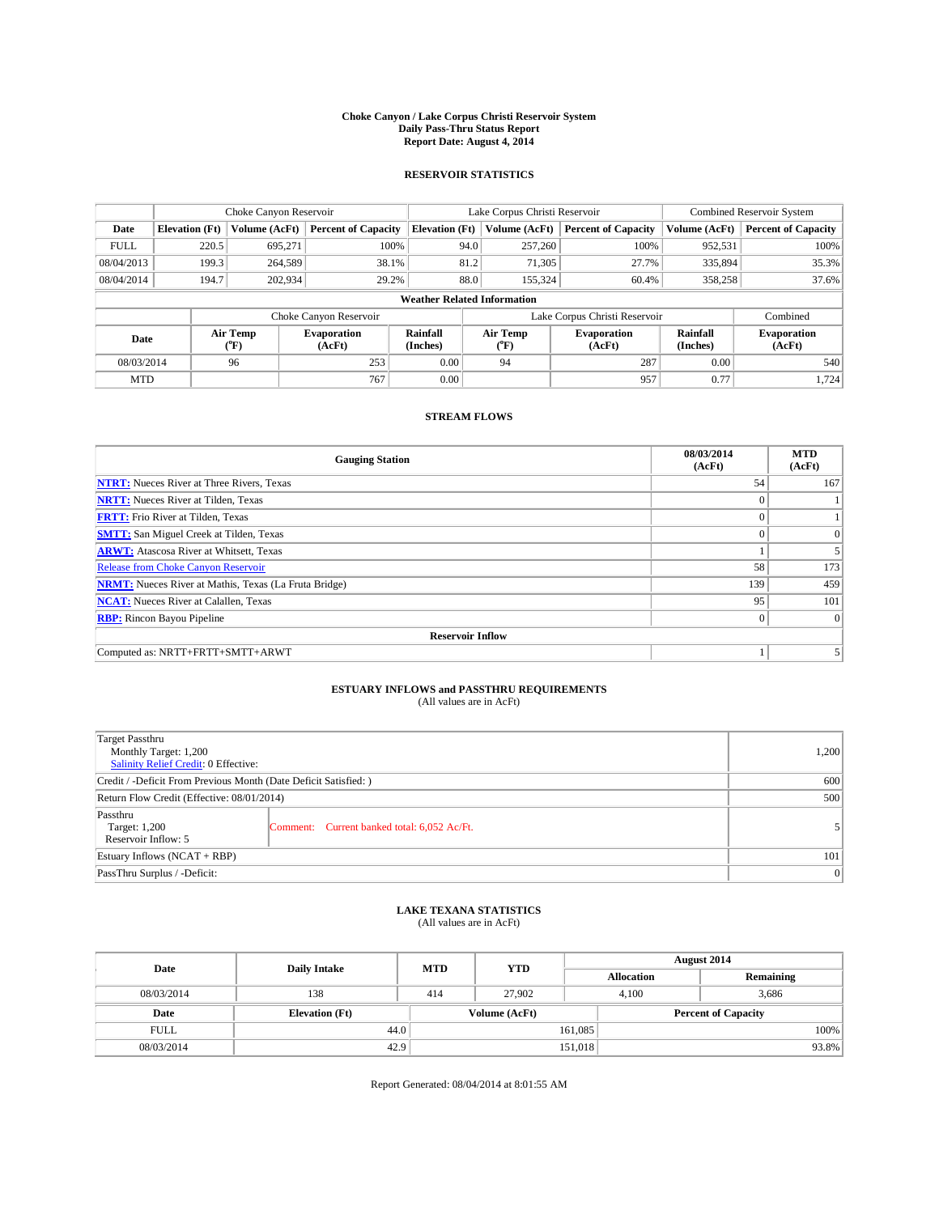# Choke Canyon / Lake Corpus Christi Reservoir System
## Daily Pass-Thru Status Report
## Report Date: August 4, 2014

### RESERVOIR STATISTICS

| | Choke Canyon Reservoir | | | Lake Corpus Christi Reservoir | | | Combined Reservoir System | |
|---|---|---|---|---|---|---|---|---|
| Date | Elevation (Ft) | Volume (AcFt) | Percent of Capacity | Elevation (Ft) | Volume (AcFt) | Percent of Capacity | Volume (AcFt) | Percent of Capacity |
| FULL | 220.5 | 695,271 | 100% | 94.0 | 257,260 | 100% | 952,531 | 100% |
| 08/04/2013 | 199.3 | 264,589 | 38.1% | 81.2 | 71,305 | 27.7% | 335,894 | 35.3% |
| 08/04/2014 | 194.7 | 202,934 | 29.2% | 88.0 | 155,324 | 60.4% | 358,258 | 37.6% |

**Weather Related Information**

| | Choke Canyon Reservoir | | | Lake Corpus Christi Reservoir | | | Combined |
|---|---|---|---|---|---|---|---|
| Date | Air Temp (°F) | Evaporation (AcFt) | Rainfall (Inches) | Air Temp (°F) | Evaporation (AcFt) | Rainfall (Inches) | Evaporation (AcFt) |
| 08/03/2014 | 96 | 253 | 0.00 | 94 | 287 | 0.00 | 540 |
| MTD | | 767 | 0.00 | | 957 | 0.77 | 1,724 |

### STREAM FLOWS

| Gauging Station | 08/03/2014 (AcFt) | MTD (AcFt) |
|---|---|---|
| NTRT: Nueces River at Three Rivers, Texas | 54 | 167 |
| NRTT: Nueces River at Tilden, Texas | 0 | 1 |
| FRTT: Frio River at Tilden, Texas | 0 | 1 |
| SMTT: San Miguel Creek at Tilden, Texas | 0 | 0 |
| ARWT: Atascosa River at Whitsett, Texas | 1 | 5 |
| Release from Choke Canyon Reservoir | 58 | 173 |
| NRMT: Nueces River at Mathis, Texas (La Fruta Bridge) | 139 | 459 |
| NCAT: Nueces River at Calallen, Texas | 95 | 101 |
| RBP: Rincon Bayou Pipeline | 0 | 0 |
| **Reservoir Inflow** | | |
| Computed as: NRTT+FRTT+SMTT+ARWT | 1 | 5 |

### ESTUARY INFLOWS and PASSTHRU REQUIREMENTS
(All values are in AcFt)

| | |
|---|---|
| Target Passthru<br>Monthly Target: 1,200<br>Salinity Relief Credit: 0 Effective: | 1,200 |
| Credit / -Deficit From Previous Month (Date Deficit Satisfied: ) | 600 |
| Return Flow Credit (Effective: 08/01/2014) | 500 |
| Passthru<br>Target: 1,200<br>Reservoir Inflow: 5 — Comment: Current banked total: 6,052 Ac/Ft. | 5 |
| Estuary Inflows (NCAT + RBP) | 101 |
| PassThru Surplus / -Deficit: | 0 |

### LAKE TEXANA STATISTICS
(All values are in AcFt)

| Date | Daily Intake | MTD | YTD | August 2014 Allocation | August 2014 Remaining |
|---|---|---|---|---|---|
| 08/03/2014 | 138 | 414 | 27,902 | 4,100 | 3,686 |

| Date | Elevation (Ft) | Volume (AcFt) | Percent of Capacity |
|---|---|---|---|
| FULL | 44.0 | 161,085 | 100% |
| 08/03/2014 | 42.9 | 151,018 | 93.8% |

Report Generated: 08/04/2014 at 8:01:55 AM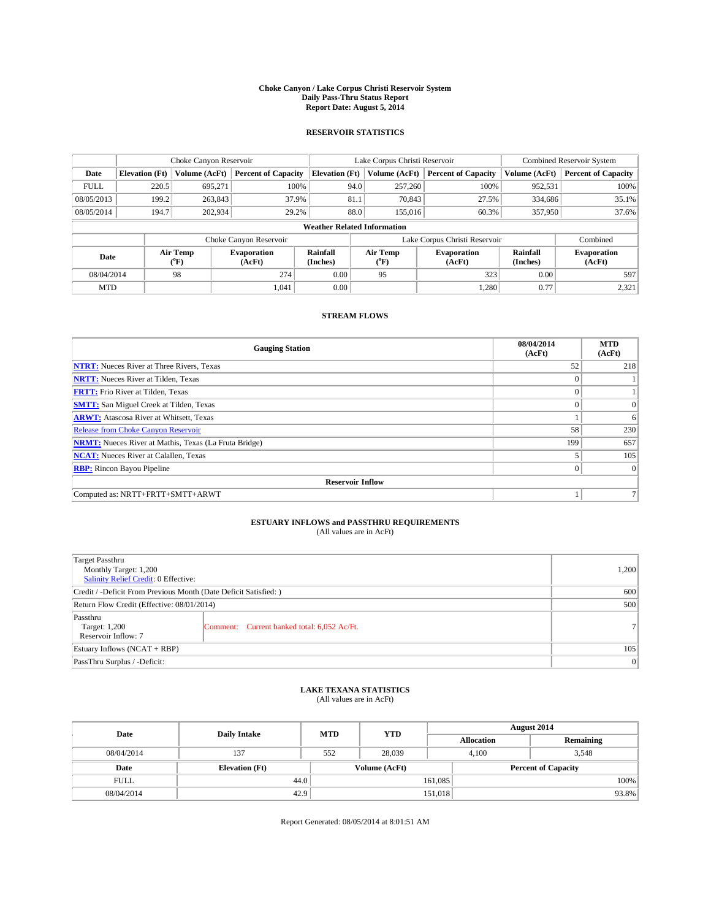# Choke Canyon / Lake Corpus Christi Reservoir System
## Daily Pass-Thru Status Report
### Report Date: August 5, 2014

## RESERVOIR STATISTICS

| | Choke Canyon Reservoir | | | Lake Corpus Christi Reservoir | | | Combined Reservoir System | |
|---|---|---|---|---|---|---|---|---|
| Date | Elevation (Ft) | Volume (AcFt) | Percent of Capacity | Elevation (Ft) | Volume (AcFt) | Percent of Capacity | Volume (AcFt) | Percent of Capacity |
| FULL | 220.5 | 695,271 | 100% | 94.0 | 257,260 | 100% | 952,531 | 100% |
| 08/05/2013 | 199.2 | 263,843 | 37.9% | 81.1 | 70,843 | 27.5% | 334,686 | 35.1% |
| 08/05/2014 | 194.7 | 202,934 | 29.2% | 88.0 | 155,016 | 60.3% | 357,950 | 37.6% |

**Weather Related Information**

| | Choke Canyon Reservoir | | | Lake Corpus Christi Reservoir | | | Combined |
|---|---|---|---|---|---|---|---|
| Date | Air Temp (°F) | Evaporation (AcFt) | Rainfall (Inches) | Air Temp (°F) | Evaporation (AcFt) | Rainfall (Inches) | Evaporation (AcFt) |
| 08/04/2014 | 98 | 274 | 0.00 | 95 | 323 | 0.00 | 597 |
| MTD | | 1,041 | 0.00 | | 1,280 | 0.77 | 2,321 |

## STREAM FLOWS

| Gauging Station | 08/04/2014 (AcFt) | MTD (AcFt) |
|---|---|---|
| NTRT: Nueces River at Three Rivers, Texas | 52 | 218 |
| NRTT: Nueces River at Tilden, Texas | 0 | 1 |
| FRTT: Frio River at Tilden, Texas | 0 | 1 |
| SMTT: San Miguel Creek at Tilden, Texas | 0 | 0 |
| ARWT: Atascosa River at Whitsett, Texas | 1 | 6 |
| Release from Choke Canyon Reservoir | 58 | 230 |
| NRMT: Nueces River at Mathis, Texas (La Fruta Bridge) | 199 | 657 |
| NCAT: Nueces River at Calallen, Texas | 5 | 105 |
| RBP: Rincon Bayou Pipeline | 0 | 0 |
| **Reservoir Inflow** | | |
| Computed as: NRTT+FRTT+SMTT+ARWT | 1 | 7 |

## ESTUARY INFLOWS and PASSTHRU REQUIREMENTS
(All values are in AcFt)

| | | |
|---|---|---|
| Target Passthru<br>Monthly Target: 1,200<br>Salinity Relief Credit: 0 Effective: | | 1,200 |
| Credit / -Deficit From Previous Month (Date Deficit Satisfied: ) | | 600 |
| Return Flow Credit (Effective: 08/01/2014) | | 500 |
| Passthru<br>Target: 1,200<br>Reservoir Inflow: 7 | Comment: Current banked total: 6,052 Ac/Ft. | 7 |
| Estuary Inflows (NCAT + RBP) | | 105 |
| PassThru Surplus / -Deficit: | | 0 |

## LAKE TEXANA STATISTICS
(All values are in AcFt)

| Date | Daily Intake | MTD | YTD | August 2014 Allocation | August 2014 Remaining |
|---|---|---|---|---|---|
| 08/04/2014 | 137 | 552 | 28,039 | 4,100 | 3,548 |

| Date | Elevation (Ft) | Volume (AcFt) | Percent of Capacity |
|---|---|---|---|
| FULL | 44.0 | 161,085 | 100% |
| 08/04/2014 | 42.9 | 151,018 | 93.8% |

Report Generated: 08/05/2014 at 8:01:51 AM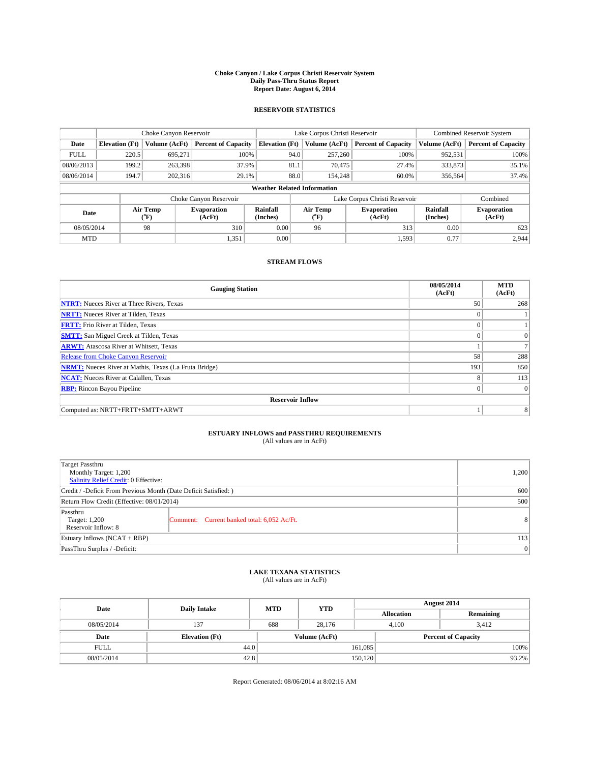# Choke Canyon / Lake Corpus Christi Reservoir System
## Daily Pass-Thru Status Report
### Report Date: August 6, 2014

## RESERVOIR STATISTICS

| | Choke Canyon Reservoir | | | Lake Corpus Christi Reservoir | | | Combined Reservoir System | |
|---|---|---|---|---|---|---|---|---|
| Date | Elevation (Ft) | Volume (AcFt) | Percent of Capacity | Elevation (Ft) | Volume (AcFt) | Percent of Capacity | Volume (AcFt) | Percent of Capacity |
| FULL | 220.5 | 695,271 | 100% | 94.0 | 257,260 | 100% | 952,531 | 100% |
| 08/06/2013 | 199.2 | 263,398 | 37.9% | 81.1 | 70,475 | 27.4% | 333,873 | 35.1% |
| 08/06/2014 | 194.7 | 202,316 | 29.1% | 88.0 | 154,248 | 60.0% | 356,564 | 37.4% |

**Weather Related Information**

| | Choke Canyon Reservoir | | | Lake Corpus Christi Reservoir | | | Combined |
|---|---|---|---|---|---|---|---|
| Date | Air Temp (°F) | Evaporation (AcFt) | Rainfall (Inches) | Air Temp (°F) | Evaporation (AcFt) | Rainfall (Inches) | Evaporation (AcFt) |
| 08/05/2014 | 98 | 310 | 0.00 | 96 | 313 | 0.00 | 623 |
| MTD | | 1,351 | 0.00 | | 1,593 | 0.77 | 2,944 |

## STREAM FLOWS

| Gauging Station | 08/05/2014 (AcFt) | MTD (AcFt) |
|---|---|---|
| **NTRT:** Nueces River at Three Rivers, Texas | 50 | 268 |
| **NRTT:** Nueces River at Tilden, Texas | 0 | 1 |
| **FRTT:** Frio River at Tilden, Texas | 0 | 1 |
| **SMTT:** San Miguel Creek at Tilden, Texas | 0 | 0 |
| **ARWT:** Atascosa River at Whitsett, Texas | 1 | 7 |
| Release from Choke Canyon Reservoir | 58 | 288 |
| **NRMT:** Nueces River at Mathis, Texas (La Fruta Bridge) | 193 | 850 |
| **NCAT:** Nueces River at Calallen, Texas | 8 | 113 |
| **RBP:** Rincon Bayou Pipeline | 0 | 0 |
| **Reservoir Inflow** | | |
| Computed as: NRTT+FRTT+SMTT+ARWT | 1 | 8 |

## ESTUARY INFLOWS and PASSTHRU REQUIREMENTS
(All values are in AcFt)

| | | |
|---|---|---|
| Target Passthru<br>Monthly Target: 1,200<br>Salinity Relief Credit: 0 Effective: | | 1,200 |
| Credit / -Deficit From Previous Month (Date Deficit Satisfied: ) | | 600 |
| Return Flow Credit (Effective: 08/01/2014) | | 500 |
| Passthru<br>Target: 1,200<br>Reservoir Inflow: 8 | Comment: Current banked total: 6,052 Ac/Ft. | 8 |
| Estuary Inflows (NCAT + RBP) | | 113 |
| PassThru Surplus / -Deficit: | | 0 |

## LAKE TEXANA STATISTICS
(All values are in AcFt)

| Date | Daily Intake | MTD | YTD | August 2014 Allocation | August 2014 Remaining |
|---|---|---|---|---|---|
| 08/05/2014 | 137 | 688 | 28,176 | 4,100 | 3,412 |

| Date | Elevation (Ft) | Volume (AcFt) | Percent of Capacity |
|---|---|---|---|
| FULL | 44.0 | 161,085 | 100% |
| 08/05/2014 | 42.8 | 150,120 | 93.2% |

Report Generated: 08/06/2014 at 8:02:16 AM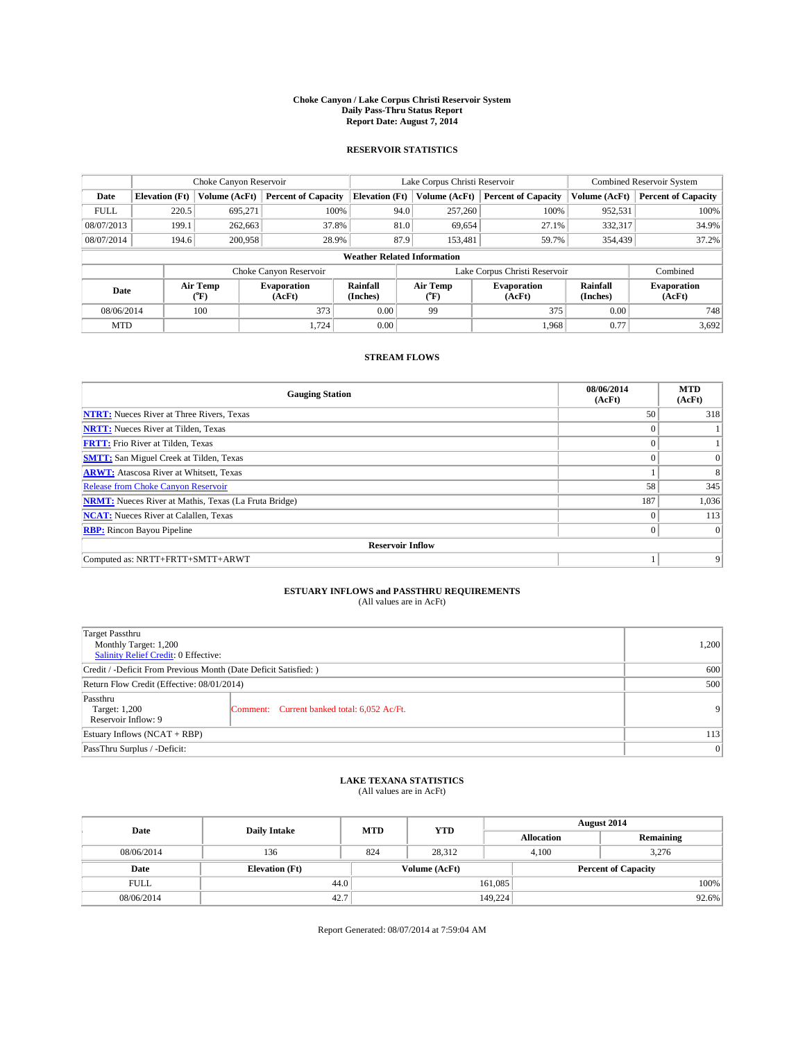# Choke Canyon / Lake Corpus Christi Reservoir System
## Daily Pass-Thru Status Report
## Report Date: August 7, 2014

### RESERVOIR STATISTICS

| | Choke Canyon Reservoir | | | Lake Corpus Christi Reservoir | | | Combined Reservoir System | |
|---|---|---|---|---|---|---|---|---|
| Date | Elevation (Ft) | Volume (AcFt) | Percent of Capacity | Elevation (Ft) | Volume (AcFt) | Percent of Capacity | Volume (AcFt) | Percent of Capacity |
| FULL | 220.5 | 695,271 | 100% | 94.0 | 257,260 | 100% | 952,531 | 100% |
| 08/07/2013 | 199.1 | 262,663 | 37.8% | 81.0 | 69,654 | 27.1% | 332,317 | 34.9% |
| 08/07/2014 | 194.6 | 200,958 | 28.9% | 87.9 | 153,481 | 59.7% | 354,439 | 37.2% |

**Weather Related Information**

| | Choke Canyon Reservoir | | | Lake Corpus Christi Reservoir | | | Combined |
|---|---|---|---|---|---|---|---|
| Date | Air Temp (°F) | Evaporation (AcFt) | Rainfall (Inches) | Air Temp (°F) | Evaporation (AcFt) | Rainfall (Inches) | Evaporation (AcFt) |
| 08/06/2014 | 100 | 373 | 0.00 | 99 | 375 | 0.00 | 748 |
| MTD | | 1,724 | 0.00 | | 1,968 | 0.77 | 3,692 |

### STREAM FLOWS

| Gauging Station | 08/06/2014 (AcFt) | MTD (AcFt) |
|---|---|---|
| **NTRT:** Nueces River at Three Rivers, Texas | 50 | 318 |
| **NRTT:** Nueces River at Tilden, Texas | 0 | 1 |
| **FRTT:** Frio River at Tilden, Texas | 0 | 1 |
| **SMTT:** San Miguel Creek at Tilden, Texas | 0 | 0 |
| **ARWT:** Atascosa River at Whitsett, Texas | 1 | 8 |
| Release from Choke Canyon Reservoir | 58 | 345 |
| **NRMT:** Nueces River at Mathis, Texas (La Fruta Bridge) | 187 | 1,036 |
| **NCAT:** Nueces River at Calallen, Texas | 0 | 113 |
| **RBP:** Rincon Bayou Pipeline | 0 | 0 |
| **Reservoir Inflow** | | |
| Computed as: NRTT+FRTT+SMTT+ARWT | 1 | 9 |

### ESTUARY INFLOWS and PASSTHRU REQUIREMENTS
(All values are in AcFt)

| | | |
|---|---|---|
| Target Passthru<br>Monthly Target: 1,200<br>Salinity Relief Credit: 0 Effective: | | 1,200 |
| Credit / -Deficit From Previous Month (Date Deficit Satisfied: ) | | 600 |
| Return Flow Credit (Effective: 08/01/2014) | | 500 |
| Passthru<br>Target: 1,200<br>Reservoir Inflow: 9 | Comment: Current banked total: 6,052 Ac/Ft. | 9 |
| Estuary Inflows (NCAT + RBP) | | 113 |
| PassThru Surplus / -Deficit: | | 0 |

### LAKE TEXANA STATISTICS
(All values are in AcFt)

| Date | Daily Intake | MTD | YTD | August 2014 Allocation | August 2014 Remaining |
|---|---|---|---|---|---|
| 08/06/2014 | 136 | 824 | 28,312 | 4,100 | 3,276 |

| Date | Elevation (Ft) | Volume (AcFt) | Percent of Capacity |
|---|---|---|---|
| FULL | 44.0 | 161,085 | 100% |
| 08/06/2014 | 42.7 | 149,224 | 92.6% |

Report Generated: 08/07/2014 at 7:59:04 AM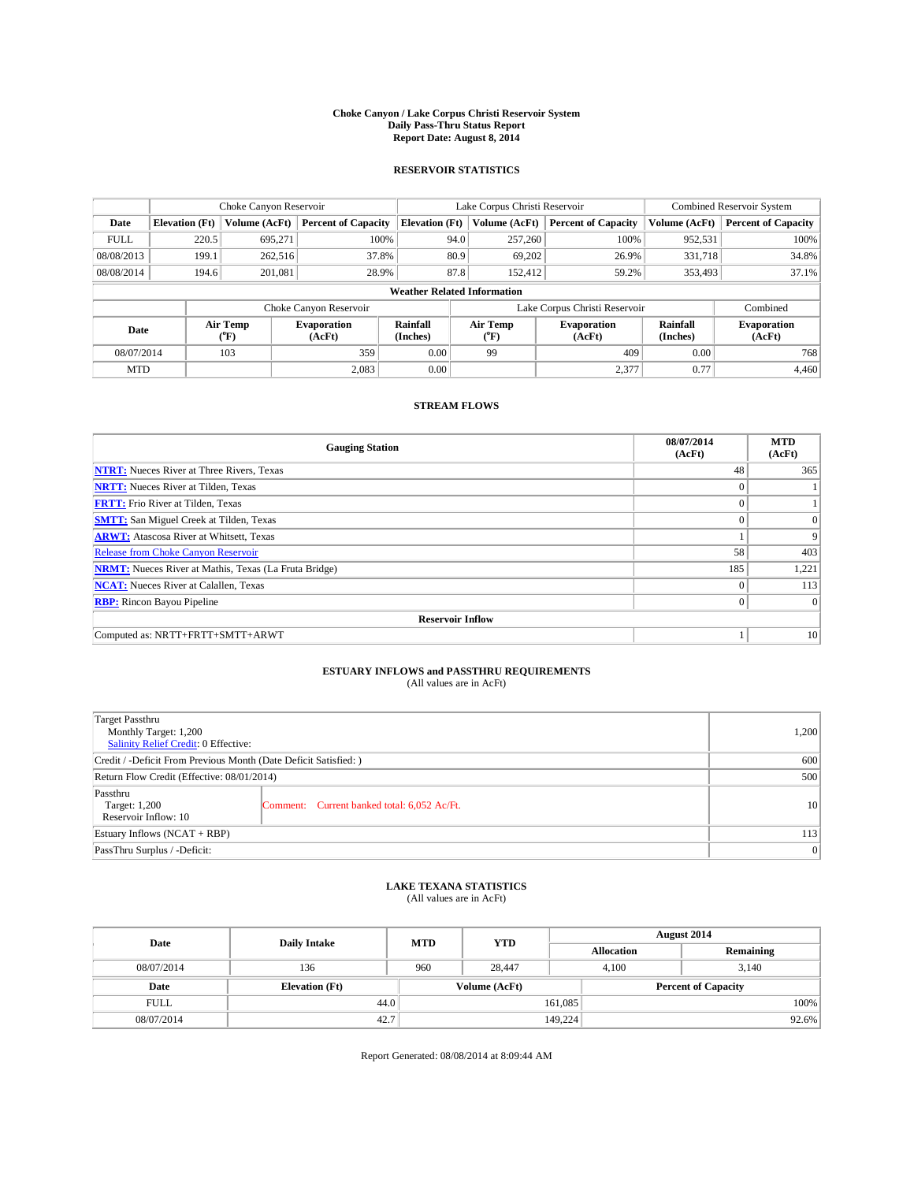# Choke Canyon / Lake Corpus Christi Reservoir System
## Daily Pass-Thru Status Report
## Report Date: August 8, 2014

### RESERVOIR STATISTICS

| | Choke Canyon Reservoir | | | Lake Corpus Christi Reservoir | | | Combined Reservoir System | |
|---|---|---|---|---|---|---|---|---|
| Date | Elevation (Ft) | Volume (AcFt) | Percent of Capacity | Elevation (Ft) | Volume (AcFt) | Percent of Capacity | Volume (AcFt) | Percent of Capacity |
| FULL | 220.5 | 695,271 | 100% | 94.0 | 257,260 | 100% | 952,531 | 100% |
| 08/08/2013 | 199.1 | 262,516 | 37.8% | 80.9 | 69,202 | 26.9% | 331,718 | 34.8% |
| 08/08/2014 | 194.6 | 201,081 | 28.9% | 87.8 | 152,412 | 59.2% | 353,493 | 37.1% |

**Weather Related Information**

| | Choke Canyon Reservoir | | | Lake Corpus Christi Reservoir | | | Combined |
|---|---|---|---|---|---|---|---|
| Date | Air Temp (°F) | Evaporation (AcFt) | Rainfall (Inches) | Air Temp (°F) | Evaporation (AcFt) | Rainfall (Inches) | Evaporation (AcFt) |
| 08/07/2014 | 103 | 359 | 0.00 | 99 | 409 | 0.00 | 768 |
| MTD | | 2,083 | 0.00 | | 2,377 | 0.77 | 4,460 |

### STREAM FLOWS

| Gauging Station | 08/07/2014 (AcFt) | MTD (AcFt) |
|---|---|---|
| NTRT: Nueces River at Three Rivers, Texas | 48 | 365 |
| NRTT: Nueces River at Tilden, Texas | 0 | 1 |
| FRTT: Frio River at Tilden, Texas | 0 | 1 |
| SMTT: San Miguel Creek at Tilden, Texas | 0 | 0 |
| ARWT: Atascosa River at Whitsett, Texas | 1 | 9 |
| Release from Choke Canyon Reservoir | 58 | 403 |
| NRMT: Nueces River at Mathis, Texas (La Fruta Bridge) | 185 | 1,221 |
| NCAT: Nueces River at Calallen, Texas | 0 | 113 |
| RBP: Rincon Bayou Pipeline | 0 | 0 |
| **Reservoir Inflow** | | |
| Computed as: NRTT+FRTT+SMTT+ARWT | 1 | 10 |

### ESTUARY INFLOWS and PASSTHRU REQUIREMENTS
(All values are in AcFt)

| | | |
|---|---|---|
| Target Passthru<br>Monthly Target: 1,200<br>Salinity Relief Credit: 0 Effective: | | 1,200 |
| Credit / -Deficit From Previous Month (Date Deficit Satisfied: ) | | 600 |
| Return Flow Credit (Effective: 08/01/2014) | | 500 |
| Passthru<br>Target: 1,200<br>Reservoir Inflow: 10 | Comment: Current banked total: 6,052 Ac/Ft. | 10 |
| Estuary Inflows (NCAT + RBP) | | 113 |
| PassThru Surplus / -Deficit: | | 0 |

### LAKE TEXANA STATISTICS
(All values are in AcFt)

| Date | Daily Intake | MTD | YTD | August 2014 Allocation | August 2014 Remaining |
|---|---|---|---|---|---|
| 08/07/2014 | 136 | 960 | 28,447 | 4,100 | 3,140 |

| Date | Elevation (Ft) | Volume (AcFt) | Percent of Capacity |
|---|---|---|---|
| FULL | 44.0 | 161,085 | 100% |
| 08/07/2014 | 42.7 | 149,224 | 92.6% |

Report Generated: 08/08/2014 at 8:09:44 AM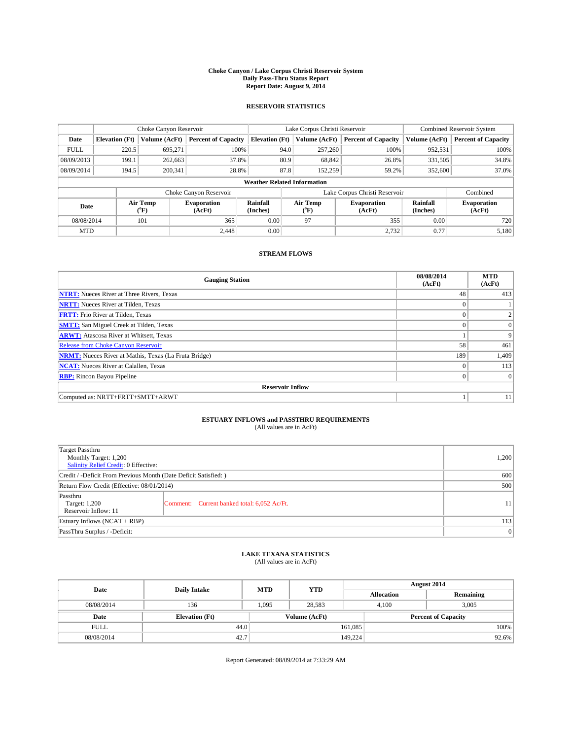# Choke Canyon / Lake Corpus Christi Reservoir System
## Daily Pass-Thru Status Report
### Report Date: August 9, 2014

## RESERVOIR STATISTICS

| | Choke Canyon Reservoir | | | Lake Corpus Christi Reservoir | | | Combined Reservoir System | |
|---|---|---|---|---|---|---|---|---|
| Date | Elevation (Ft) | Volume (AcFt) | Percent of Capacity | Elevation (Ft) | Volume (AcFt) | Percent of Capacity | Volume (AcFt) | Percent of Capacity |
| FULL | 220.5 | 695,271 | 100% | 94.0 | 257,260 | 100% | 952,531 | 100% |
| 08/09/2013 | 199.1 | 262,663 | 37.8% | 80.9 | 68,842 | 26.8% | 331,505 | 34.8% |
| 08/09/2014 | 194.5 | 200,341 | 28.8% | 87.8 | 152,259 | 59.2% | 352,600 | 37.0% |

**Weather Related Information**

| | Choke Canyon Reservoir | | | Lake Corpus Christi Reservoir | | | Combined |
|---|---|---|---|---|---|---|---|
| Date | Air Temp (°F) | Evaporation (AcFt) | Rainfall (Inches) | Air Temp (°F) | Evaporation (AcFt) | Rainfall (Inches) | Evaporation (AcFt) |
| 08/08/2014 | 101 | 365 | 0.00 | 97 | 355 | 0.00 | 720 |
| MTD | | 2,448 | 0.00 | | 2,732 | 0.77 | 5,180 |

## STREAM FLOWS

| Gauging Station | 08/08/2014 (AcFt) | MTD (AcFt) |
|---|---|---|
| **NTRT:** Nueces River at Three Rivers, Texas | 48 | 413 |
| **NRTT:** Nueces River at Tilden, Texas | 0 | 1 |
| **FRTT:** Frio River at Tilden, Texas | 0 | 2 |
| **SMTT:** San Miguel Creek at Tilden, Texas | 0 | 0 |
| **ARWT:** Atascosa River at Whitsett, Texas | 1 | 9 |
| Release from Choke Canyon Reservoir | 58 | 461 |
| **NRMT:** Nueces River at Mathis, Texas (La Fruta Bridge) | 189 | 1,409 |
| **NCAT:** Nueces River at Calallen, Texas | 0 | 113 |
| **RBP:** Rincon Bayou Pipeline | 0 | 0 |
| **Reservoir Inflow** | | |
| Computed as: NRTT+FRTT+SMTT+ARWT | 1 | 11 |

## ESTUARY INFLOWS and PASSTHRU REQUIREMENTS
(All values are in AcFt)

| | | |
|---|---|---|
| Target Passthru<br>Monthly Target: 1,200<br>Salinity Relief Credit: 0 Effective: | | 1,200 |
| Credit / -Deficit From Previous Month (Date Deficit Satisfied: ) | | 600 |
| Return Flow Credit (Effective: 08/01/2014) | | 500 |
| Passthru<br>Target: 1,200<br>Reservoir Inflow: 11 | Comment: Current banked total: 6,052 Ac/Ft. | 11 |
| Estuary Inflows (NCAT + RBP) | | 113 |
| PassThru Surplus / -Deficit: | | 0 |

## LAKE TEXANA STATISTICS
(All values are in AcFt)

| Date | Daily Intake | MTD | YTD | August 2014 Allocation | August 2014 Remaining |
|---|---|---|---|---|---|
| 08/08/2014 | 136 | 1,095 | 28,583 | 4,100 | 3,005 |

| Date | Elevation (Ft) | Volume (AcFt) | Percent of Capacity |
|---|---|---|---|
| FULL | 44.0 | 161,085 | 100% |
| 08/08/2014 | 42.7 | 149,224 | 92.6% |

Report Generated: 08/09/2014 at 7:33:29 AM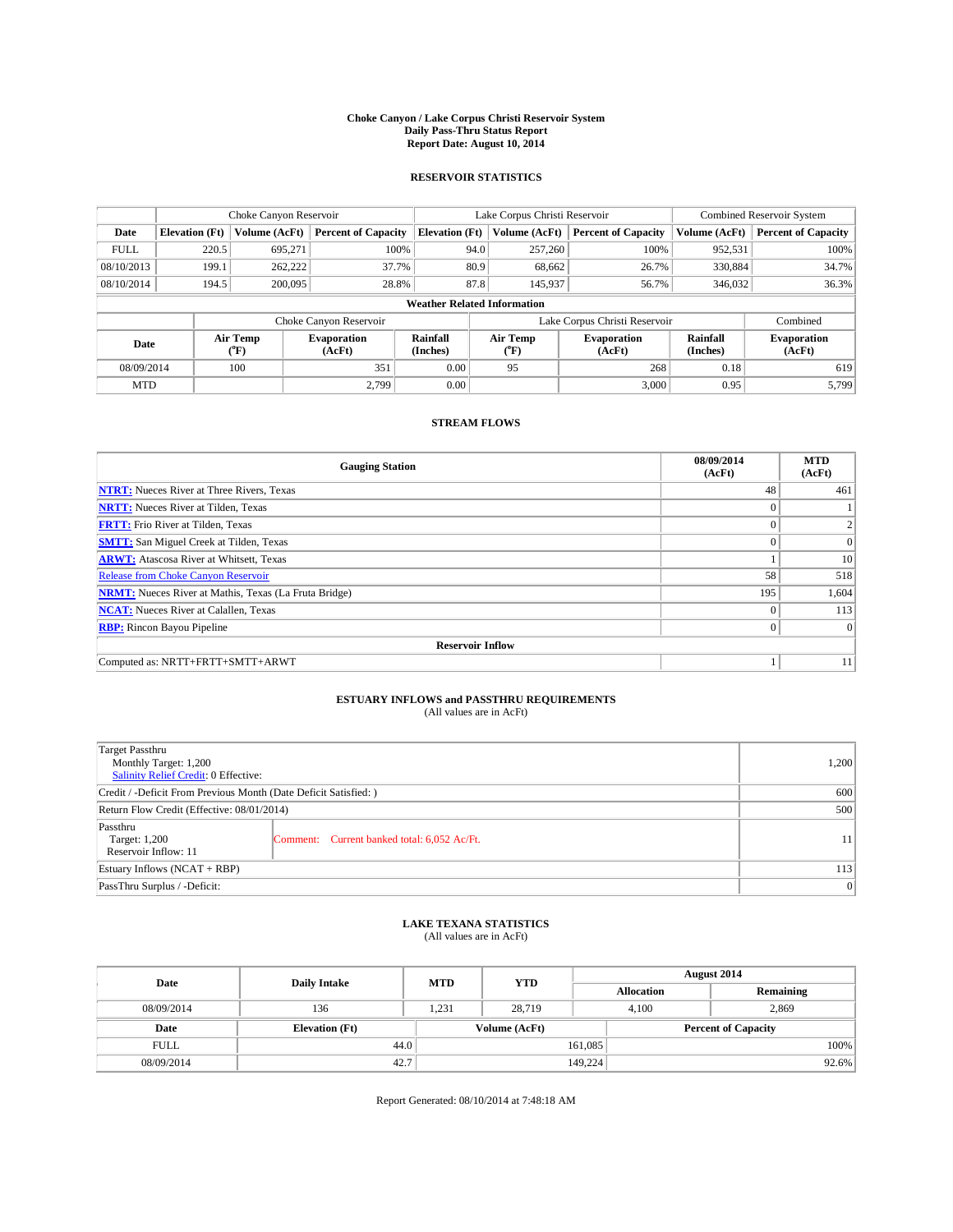# Choke Canyon / Lake Corpus Christi Reservoir System
## Daily Pass-Thru Status Report
### Report Date: August 10, 2014

## RESERVOIR STATISTICS

| | Choke Canyon Reservoir | | | Lake Corpus Christi Reservoir | | | Combined Reservoir System | |
|---|---|---|---|---|---|---|---|---|
| Date | Elevation (Ft) | Volume (AcFt) | Percent of Capacity | Elevation (Ft) | Volume (AcFt) | Percent of Capacity | Volume (AcFt) | Percent of Capacity |
| FULL | 220.5 | 695,271 | 100% | 94.0 | 257,260 | 100% | 952,531 | 100% |
| 08/10/2013 | 199.1 | 262,222 | 37.7% | 80.9 | 68,662 | 26.7% | 330,884 | 34.7% |
| 08/10/2014 | 194.5 | 200,095 | 28.8% | 87.8 | 145,937 | 56.7% | 346,032 | 36.3% |

**Weather Related Information**

| | Choke Canyon Reservoir | | | Lake Corpus Christi Reservoir | | | Combined |
|---|---|---|---|---|---|---|---|
| Date | Air Temp (°F) | Evaporation (AcFt) | Rainfall (Inches) | Air Temp (°F) | Evaporation (AcFt) | Rainfall (Inches) | Evaporation (AcFt) |
| 08/09/2014 | 100 | 351 | 0.00 | 95 | 268 | 0.18 | 619 |
| MTD | | 2,799 | 0.00 | | 3,000 | 0.95 | 5,799 |

## STREAM FLOWS

| Gauging Station | 08/09/2014 (AcFt) | MTD (AcFt) |
|---|---|---|
| NTRT: Nueces River at Three Rivers, Texas | 48 | 461 |
| NRTT: Nueces River at Tilden, Texas | 0 | 1 |
| FRTT: Frio River at Tilden, Texas | 0 | 2 |
| SMTT: San Miguel Creek at Tilden, Texas | 0 | 0 |
| ARWT: Atascosa River at Whitsett, Texas | 1 | 10 |
| Release from Choke Canyon Reservoir | 58 | 518 |
| NRMT: Nueces River at Mathis, Texas (La Fruta Bridge) | 195 | 1,604 |
| NCAT: Nueces River at Calallen, Texas | 0 | 113 |
| RBP: Rincon Bayou Pipeline | 0 | 0 |
| **Reservoir Inflow** | | |
| Computed as: NRTT+FRTT+SMTT+ARWT | 1 | 11 |

## ESTUARY INFLOWS and PASSTHRU REQUIREMENTS
(All values are in AcFt)

| | | |
|---|---|---|
| Target Passthru<br>Monthly Target: 1,200<br>Salinity Relief Credit: 0 Effective: | | 1,200 |
| Credit / -Deficit From Previous Month (Date Deficit Satisfied: ) | | 600 |
| Return Flow Credit (Effective: 08/01/2014) | | 500 |
| Passthru<br>Target: 1,200<br>Reservoir Inflow: 11 | Comment: Current banked total: 6,052 Ac/Ft. | 11 |
| Estuary Inflows (NCAT + RBP) | | 113 |
| PassThru Surplus / -Deficit: | | 0 |

## LAKE TEXANA STATISTICS
(All values are in AcFt)

| Date | Daily Intake | MTD | YTD | August 2014 | |
|---|---|---|---|---|---|
| | | | | Allocation | Remaining |
| 08/09/2014 | 136 | 1,231 | 28,719 | 4,100 | 2,869 |

| Date | Elevation (Ft) | Volume (AcFt) | Percent of Capacity |
|---|---|---|---|
| FULL | 44.0 | 161,085 | 100% |
| 08/09/2014 | 42.7 | 149,224 | 92.6% |

Report Generated: 08/10/2014 at 7:48:18 AM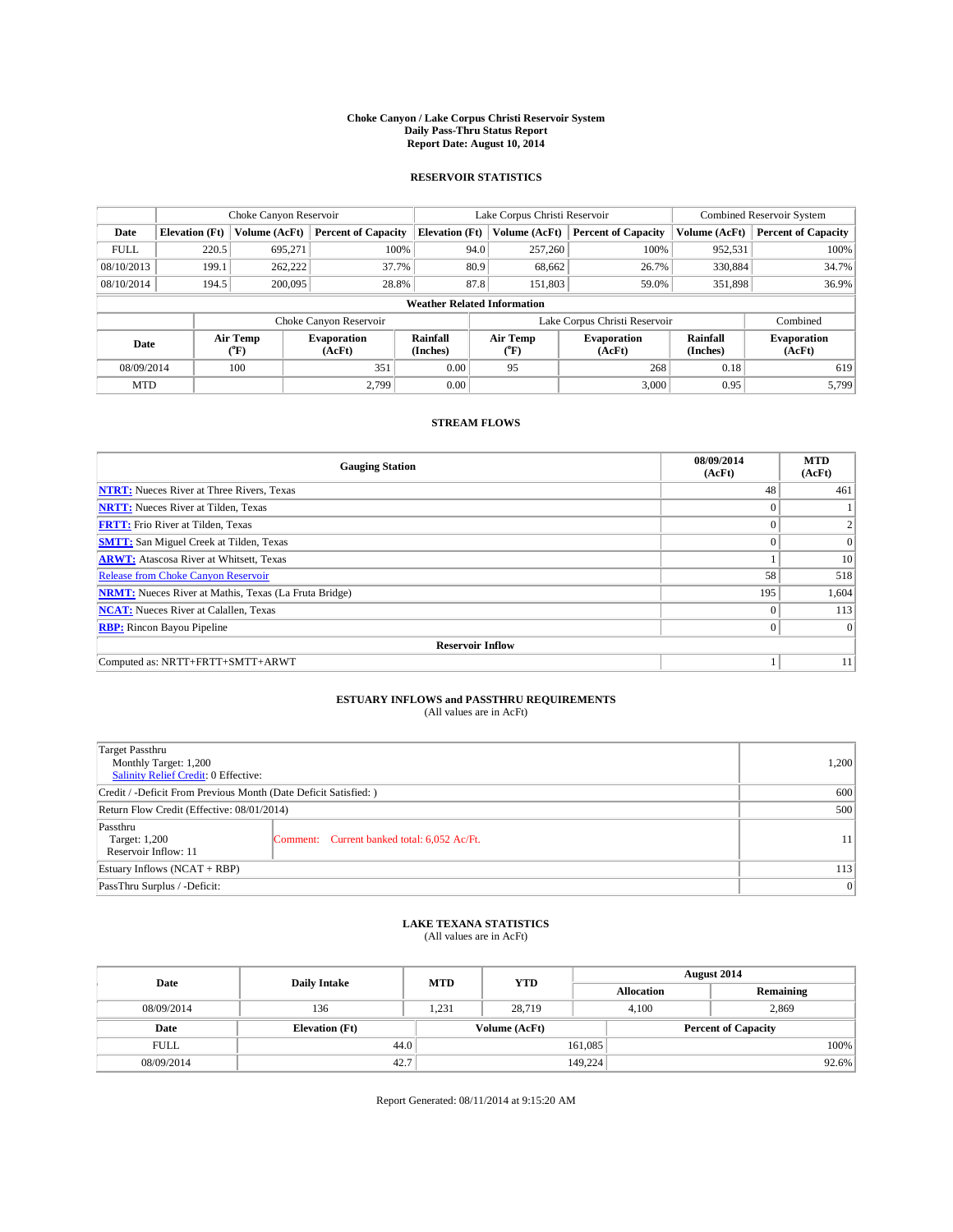# Choke Canyon / Lake Corpus Christi Reservoir System
## Daily Pass-Thru Status Report
## Report Date: August 10, 2014

### RESERVOIR STATISTICS

| | Choke Canyon Reservoir | | | Lake Corpus Christi Reservoir | | | Combined Reservoir System | |
|---|---|---|---|---|---|---|---|---|
| Date | Elevation (Ft) | Volume (AcFt) | Percent of Capacity | Elevation (Ft) | Volume (AcFt) | Percent of Capacity | Volume (AcFt) | Percent of Capacity |
| FULL | 220.5 | 695,271 | 100% | 94.0 | 257,260 | 100% | 952,531 | 100% |
| 08/10/2013 | 199.1 | 262,222 | 37.7% | 80.9 | 68,662 | 26.7% | 330,884 | 34.7% |
| 08/10/2014 | 194.5 | 200,095 | 28.8% | 87.8 | 151,803 | 59.0% | 351,898 | 36.9% |

**Weather Related Information**

| | Choke Canyon Reservoir | | | Lake Corpus Christi Reservoir | | | Combined |
|---|---|---|---|---|---|---|---|
| Date | Air Temp (°F) | Evaporation (AcFt) | Rainfall (Inches) | Air Temp (°F) | Evaporation (AcFt) | Rainfall (Inches) | Evaporation (AcFt) |
| 08/09/2014 | 100 | 351 | 0.00 | 95 | 268 | 0.18 | 619 |
| MTD | | 2,799 | 0.00 | | 3,000 | 0.95 | 5,799 |

### STREAM FLOWS

| Gauging Station | 08/09/2014 (AcFt) | MTD (AcFt) |
|---|---|---|
| **NTRT:** Nueces River at Three Rivers, Texas | 48 | 461 |
| **NRTT:** Nueces River at Tilden, Texas | 0 | 1 |
| **FRTT:** Frio River at Tilden, Texas | 0 | 2 |
| **SMTT:** San Miguel Creek at Tilden, Texas | 0 | 0 |
| **ARWT:** Atascosa River at Whitsett, Texas | 1 | 10 |
| Release from Choke Canyon Reservoir | 58 | 518 |
| **NRMT:** Nueces River at Mathis, Texas (La Fruta Bridge) | 195 | 1,604 |
| **NCAT:** Nueces River at Calallen, Texas | 0 | 113 |
| **RBP:** Rincon Bayou Pipeline | 0 | 0 |
| **Reservoir Inflow** | | |
| Computed as: NRTT+FRTT+SMTT+ARWT | 1 | 11 |

### ESTUARY INFLOWS and PASSTHRU REQUIREMENTS
(All values are in AcFt)

| | | |
|---|---|---|
| Target Passthru<br>Monthly Target: 1,200<br>Salinity Relief Credit: 0 Effective: | | 1,200 |
| Credit / -Deficit From Previous Month (Date Deficit Satisfied: ) | | 600 |
| Return Flow Credit (Effective: 08/01/2014) | | 500 |
| Passthru<br>Target: 1,200<br>Reservoir Inflow: 11 | Comment: Current banked total: 6,052 Ac/Ft. | 11 |
| Estuary Inflows (NCAT + RBP) | | 113 |
| PassThru Surplus / -Deficit: | | 0 |

### LAKE TEXANA STATISTICS
(All values are in AcFt)

| Date | Daily Intake | MTD | YTD | August 2014 Allocation | August 2014 Remaining |
|---|---|---|---|---|---|
| 08/09/2014 | 136 | 1,231 | 28,719 | 4,100 | 2,869 |

| Date | Elevation (Ft) | Volume (AcFt) | Percent of Capacity |
|---|---|---|---|
| FULL | 44.0 | 161,085 | 100% |
| 08/09/2014 | 42.7 | 149,224 | 92.6% |

Report Generated: 08/11/2014 at 9:15:20 AM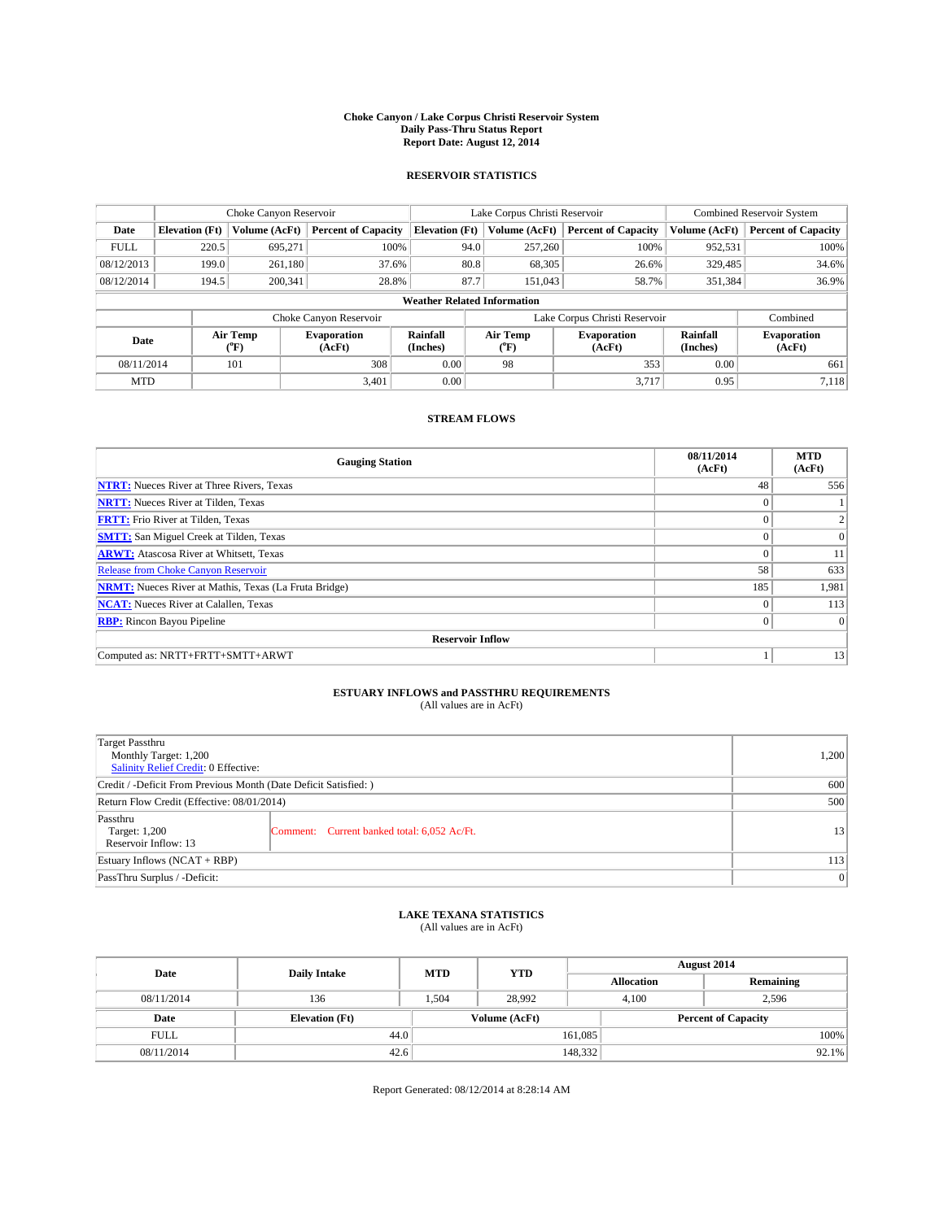# Choke Canyon / Lake Corpus Christi Reservoir System
## Daily Pass-Thru Status Report
### Report Date: August 12, 2014

## RESERVOIR STATISTICS

| | Choke Canyon Reservoir | | | Lake Corpus Christi Reservoir | | | Combined Reservoir System | |
|---|---|---|---|---|---|---|---|---|
| Date | Elevation (Ft) | Volume (AcFt) | Percent of Capacity | Elevation (Ft) | Volume (AcFt) | Percent of Capacity | Volume (AcFt) | Percent of Capacity |
| FULL | 220.5 | 695,271 | 100% | 94.0 | 257,260 | 100% | 952,531 | 100% |
| 08/12/2013 | 199.0 | 261,180 | 37.6% | 80.8 | 68,305 | 26.6% | 329,485 | 34.6% |
| 08/12/2014 | 194.5 | 200,341 | 28.8% | 87.7 | 151,043 | 58.7% | 351,384 | 36.9% |

**Weather Related Information**

| | Choke Canyon Reservoir | | | Lake Corpus Christi Reservoir | | | Combined |
|---|---|---|---|---|---|---|---|
| Date | Air Temp (°F) | Evaporation (AcFt) | Rainfall (Inches) | Air Temp (°F) | Evaporation (AcFt) | Rainfall (Inches) | Evaporation (AcFt) |
| 08/11/2014 | 101 | 308 | 0.00 | 98 | 353 | 0.00 | 661 |
| MTD | | 3,401 | 0.00 | | 3,717 | 0.95 | 7,118 |

## STREAM FLOWS

| Gauging Station | 08/11/2014 (AcFt) | MTD (AcFt) |
|---|---|---|
| NTRT: Nueces River at Three Rivers, Texas | 48 | 556 |
| NRTT: Nueces River at Tilden, Texas | 0 | 1 |
| FRTT: Frio River at Tilden, Texas | 0 | 2 |
| SMTT: San Miguel Creek at Tilden, Texas | 0 | 0 |
| ARWT: Atascosa River at Whitsett, Texas | 0 | 11 |
| Release from Choke Canyon Reservoir | 58 | 633 |
| NRMT: Nueces River at Mathis, Texas (La Fruta Bridge) | 185 | 1,981 |
| NCAT: Nueces River at Calallen, Texas | 0 | 113 |
| RBP: Rincon Bayou Pipeline | 0 | 0 |
| **Reservoir Inflow** | | |
| Computed as: NRTT+FRTT+SMTT+ARWT | 1 | 13 |

## ESTUARY INFLOWS and PASSTHRU REQUIREMENTS
(All values are in AcFt)

| | | |
|---|---|---|
| Target Passthru<br>Monthly Target: 1,200<br>Salinity Relief Credit: 0 Effective: | | 1,200 |
| Credit / -Deficit From Previous Month (Date Deficit Satisfied: ) | | 600 |
| Return Flow Credit (Effective: 08/01/2014) | | 500 |
| Passthru<br>Target: 1,200<br>Reservoir Inflow: 13 | Comment: Current banked total: 6,052 Ac/Ft. | 13 |
| Estuary Inflows (NCAT + RBP) | | 113 |
| PassThru Surplus / -Deficit: | | 0 |

## LAKE TEXANA STATISTICS
(All values are in AcFt)

| Date | Daily Intake | MTD | YTD | August 2014 Allocation | August 2014 Remaining |
|---|---|---|---|---|---|
| 08/11/2014 | 136 | 1,504 | 28,992 | 4,100 | 2,596 |

| Date | Elevation (Ft) | Volume (AcFt) | Percent of Capacity |
|---|---|---|---|
| FULL | 44.0 | 161,085 | 100% |
| 08/11/2014 | 42.6 | 148,332 | 92.1% |

Report Generated: 08/12/2014 at 8:28:14 AM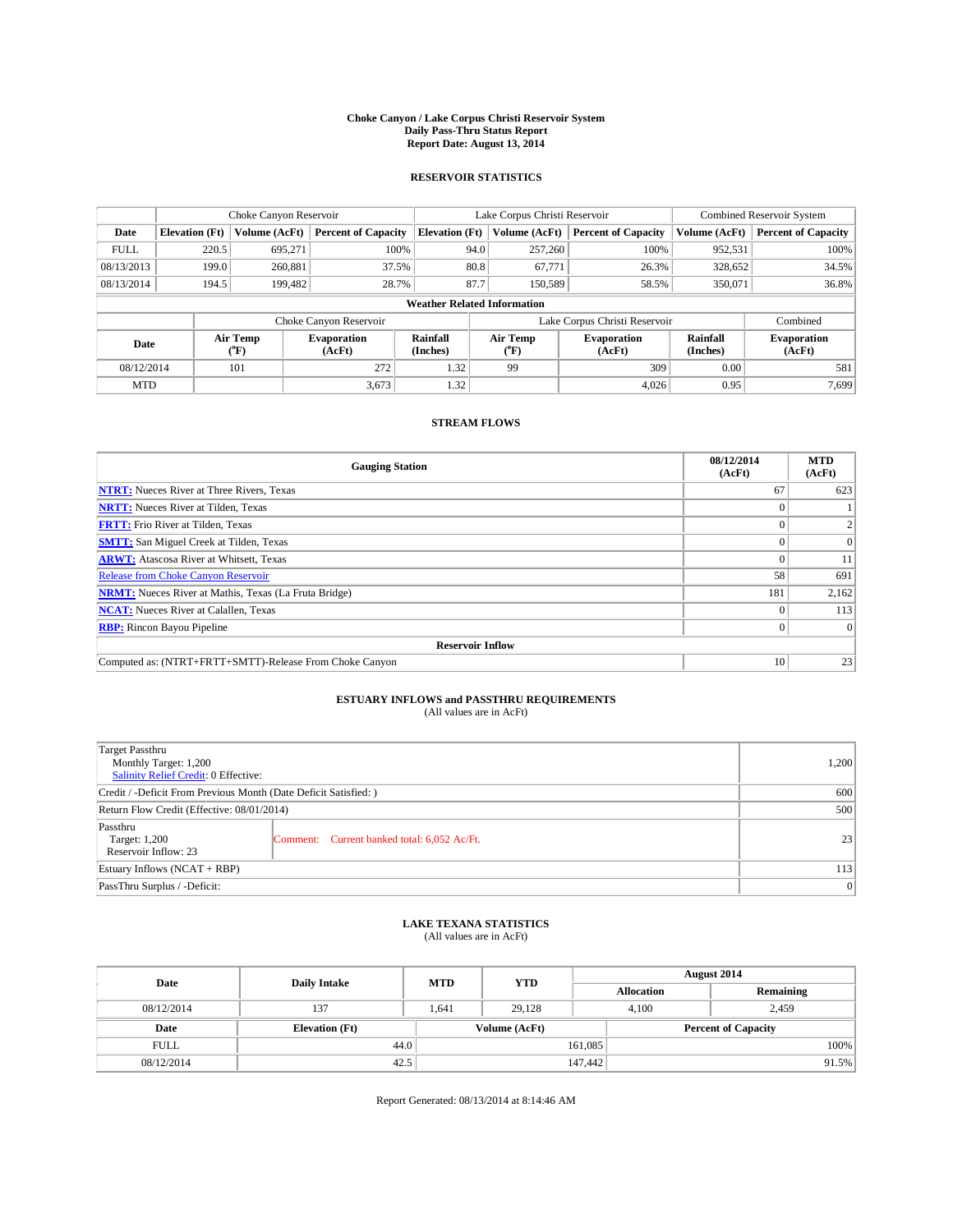# Choke Canyon / Lake Corpus Christi Reservoir System
## Daily Pass-Thru Status Report
## Report Date: August 13, 2014

### RESERVOIR STATISTICS

| | Choke Canyon Reservoir | | | Lake Corpus Christi Reservoir | | | Combined Reservoir System | |
|---|---|---|---|---|---|---|---|---|
| Date | Elevation (Ft) | Volume (AcFt) | Percent of Capacity | Elevation (Ft) | Volume (AcFt) | Percent of Capacity | Volume (AcFt) | Percent of Capacity |
| FULL | 220.5 | 695,271 | 100% | 94.0 | 257,260 | 100% | 952,531 | 100% |
| 08/13/2013 | 199.0 | 260,881 | 37.5% | 80.8 | 67,771 | 26.3% | 328,652 | 34.5% |
| 08/13/2014 | 194.5 | 199,482 | 28.7% | 87.7 | 150,589 | 58.5% | 350,071 | 36.8% |

**Weather Related Information**

| | Choke Canyon Reservoir | | | Lake Corpus Christi Reservoir | | | Combined |
|---|---|---|---|---|---|---|---|
| Date | Air Temp (°F) | Evaporation (AcFt) | Rainfall (Inches) | Air Temp (°F) | Evaporation (AcFt) | Rainfall (Inches) | Evaporation (AcFt) |
| 08/12/2014 | 101 | 272 | 1.32 | 99 | 309 | 0.00 | 581 |
| MTD | | 3,673 | 1.32 | | 4,026 | 0.95 | 7,699 |

### STREAM FLOWS

| Gauging Station | 08/12/2014 (AcFt) | MTD (AcFt) |
|---|---|---|
| NTRT: Nueces River at Three Rivers, Texas | 67 | 623 |
| NRTT: Nueces River at Tilden, Texas | 0 | 1 |
| FRTT: Frio River at Tilden, Texas | 0 | 2 |
| SMTT: San Miguel Creek at Tilden, Texas | 0 | 0 |
| ARWT: Atascosa River at Whitsett, Texas | 0 | 11 |
| Release from Choke Canyon Reservoir | 58 | 691 |
| NRMT: Nueces River at Mathis, Texas (La Fruta Bridge) | 181 | 2,162 |
| NCAT: Nueces River at Calallen, Texas | 0 | 113 |
| RBP: Rincon Bayou Pipeline | 0 | 0 |
| **Reservoir Inflow** | | |
| Computed as: (NTRT+FRTT+SMTT)-Release From Choke Canyon | 10 | 23 |

### ESTUARY INFLOWS and PASSTHRU REQUIREMENTS
(All values are in AcFt)

| | | |
|---|---|---|
| Target Passthru<br>Monthly Target: 1,200<br>Salinity Relief Credit: 0 Effective: | | 1,200 |
| Credit / -Deficit From Previous Month (Date Deficit Satisfied: ) | | 600 |
| Return Flow Credit (Effective: 08/01/2014) | | 500 |
| Passthru<br>Target: 1,200<br>Reservoir Inflow: 23 | Comment: Current banked total: 6,052 Ac/Ft. | 23 |
| Estuary Inflows (NCAT + RBP) | | 113 |
| PassThru Surplus / -Deficit: | | 0 |

### LAKE TEXANA STATISTICS
(All values are in AcFt)

| Date | Daily Intake | MTD | YTD | August 2014 Allocation | August 2014 Remaining |
|---|---|---|---|---|---|
| 08/12/2014 | 137 | 1,641 | 29,128 | 4,100 | 2,459 |

| Date | Elevation (Ft) | Volume (AcFt) | Percent of Capacity |
|---|---|---|---|
| FULL | 44.0 | 161,085 | 100% |
| 08/12/2014 | 42.5 | 147,442 | 91.5% |

Report Generated: 08/13/2014 at 8:14:46 AM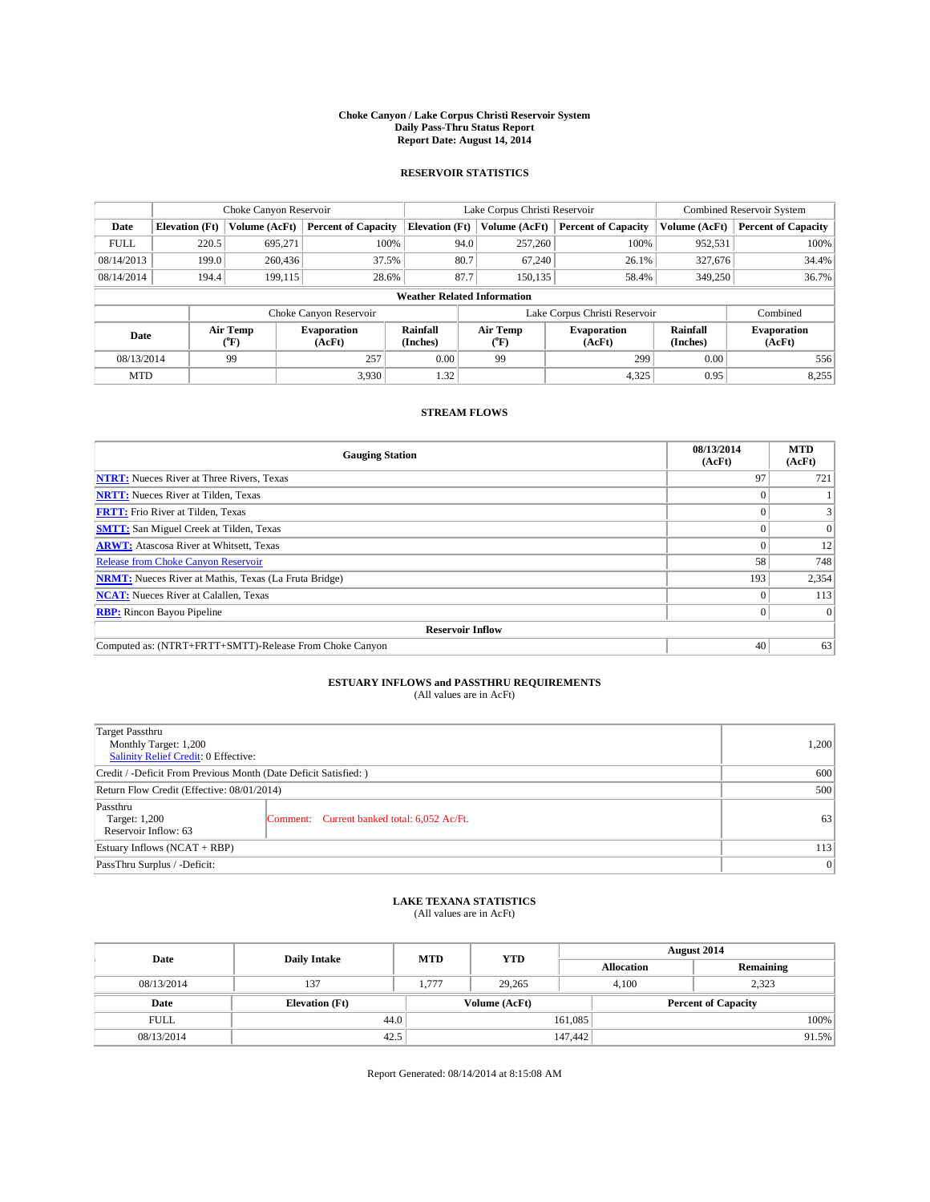# Choke Canyon / Lake Corpus Christi Reservoir System
## Daily Pass-Thru Status Report
### Report Date: August 14, 2014

## RESERVOIR STATISTICS

| | Choke Canyon Reservoir | | | Lake Corpus Christi Reservoir | | | Combined Reservoir System | |
|---|---|---|---|---|---|---|---|---|
| Date | Elevation (Ft) | Volume (AcFt) | Percent of Capacity | Elevation (Ft) | Volume (AcFt) | Percent of Capacity | Volume (AcFt) | Percent of Capacity |
| FULL | 220.5 | 695,271 | 100% | 94.0 | 257,260 | 100% | 952,531 | 100% |
| 08/14/2013 | 199.0 | 260,436 | 37.5% | 80.7 | 67,240 | 26.1% | 327,676 | 34.4% |
| 08/14/2014 | 194.4 | 199,115 | 28.6% | 87.7 | 150,135 | 58.4% | 349,250 | 36.7% |

**Weather Related Information**

| | Choke Canyon Reservoir | | | Lake Corpus Christi Reservoir | | | Combined |
|---|---|---|---|---|---|---|---|
| Date | Air Temp (°F) | Evaporation (AcFt) | Rainfall (Inches) | Air Temp (°F) | Evaporation (AcFt) | Rainfall (Inches) | Evaporation (AcFt) |
| 08/13/2014 | 99 | 257 | 0.00 | 99 | 299 | 0.00 | 556 |
| MTD | | 3,930 | 1.32 | | 4,325 | 0.95 | 8,255 |

## STREAM FLOWS

| Gauging Station | 08/13/2014 (AcFt) | MTD (AcFt) |
|---|---|---|
| **NTRT:** Nueces River at Three Rivers, Texas | 97 | 721 |
| **NRTT:** Nueces River at Tilden, Texas | 0 | 1 |
| **FRTT:** Frio River at Tilden, Texas | 0 | 3 |
| **SMTT:** San Miguel Creek at Tilden, Texas | 0 | 0 |
| **ARWT:** Atascosa River at Whitsett, Texas | 0 | 12 |
| Release from Choke Canyon Reservoir | 58 | 748 |
| **NRMT:** Nueces River at Mathis, Texas (La Fruta Bridge) | 193 | 2,354 |
| **NCAT:** Nueces River at Calallen, Texas | 0 | 113 |
| **RBP:** Rincon Bayou Pipeline | 0 | 0 |
| **Reservoir Inflow** | | |
| Computed as: (NTRT+FRTT+SMTT)-Release From Choke Canyon | 40 | 63 |

## ESTUARY INFLOWS and PASSTHRU REQUIREMENTS
(All values are in AcFt)

| | | |
|---|---|---|
| Target Passthru<br>Monthly Target: 1,200<br>Salinity Relief Credit: 0 Effective: | | 1,200 |
| Credit / -Deficit From Previous Month (Date Deficit Satisfied: ) | | 600 |
| Return Flow Credit (Effective: 08/01/2014) | | 500 |
| Passthru<br>Target: 1,200<br>Reservoir Inflow: 63 | Comment: Current banked total: 6,052 Ac/Ft. | 63 |
| Estuary Inflows (NCAT + RBP) | | 113 |
| PassThru Surplus / -Deficit: | | 0 |

## LAKE TEXANA STATISTICS
(All values are in AcFt)

| Date | Daily Intake | MTD | YTD | August 2014 Allocation | August 2014 Remaining |
|---|---|---|---|---|---|
| 08/13/2014 | 137 | 1,777 | 29,265 | 4,100 | 2,323 |

| Date | Elevation (Ft) | Volume (AcFt) | Percent of Capacity |
|---|---|---|---|
| FULL | 44.0 | 161,085 | 100% |
| 08/13/2014 | 42.5 | 147,442 | 91.5% |

Report Generated: 08/14/2014 at 8:15:08 AM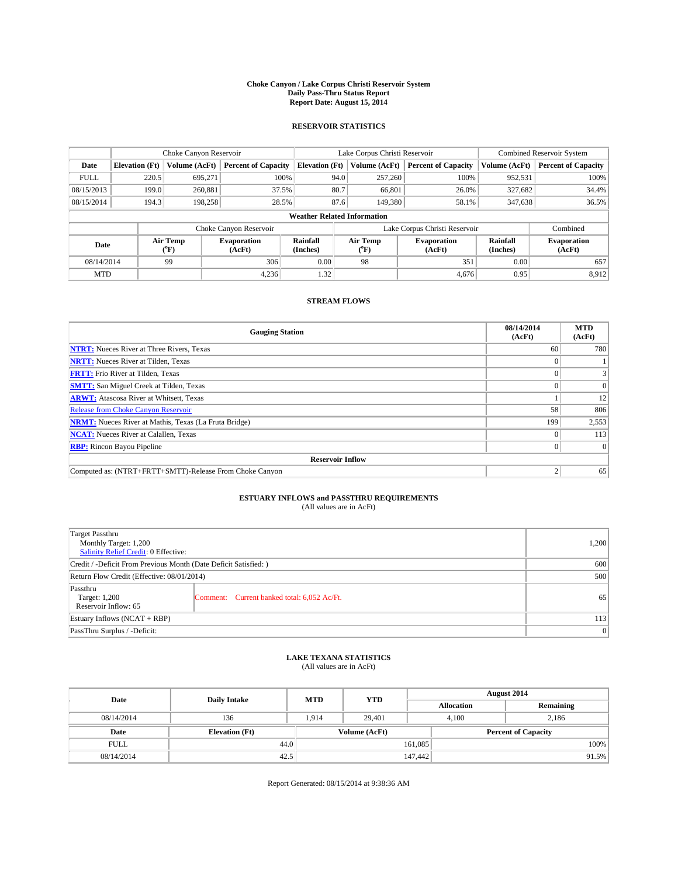# Choke Canyon / Lake Corpus Christi Reservoir System
## Daily Pass-Thru Status Report
## Report Date: August 15, 2014

### RESERVOIR STATISTICS

| | Choke Canyon Reservoir | | | Lake Corpus Christi Reservoir | | | Combined Reservoir System | |
|---|---|---|---|---|---|---|---|---|
| Date | Elevation (Ft) | Volume (AcFt) | Percent of Capacity | Elevation (Ft) | Volume (AcFt) | Percent of Capacity | Volume (AcFt) | Percent of Capacity |
| FULL | 220.5 | 695,271 | 100% | 94.0 | 257,260 | 100% | 952,531 | 100% |
| 08/15/2013 | 199.0 | 260,881 | 37.5% | 80.7 | 66,801 | 26.0% | 327,682 | 34.4% |
| 08/15/2014 | 194.3 | 198,258 | 28.5% | 87.6 | 149,380 | 58.1% | 347,638 | 36.5% |

**Weather Related Information**

| | Choke Canyon Reservoir | | | Lake Corpus Christi Reservoir | | | Combined |
|---|---|---|---|---|---|---|---|
| Date | Air Temp (°F) | Evaporation (AcFt) | Rainfall (Inches) | Air Temp (°F) | Evaporation (AcFt) | Rainfall (Inches) | Evaporation (AcFt) |
| 08/14/2014 | 99 | 306 | 0.00 | 98 | 351 | 0.00 | 657 |
| MTD | | 4,236 | 1.32 | | 4,676 | 0.95 | 8,912 |

### STREAM FLOWS

| Gauging Station | 08/14/2014 (AcFt) | MTD (AcFt) |
|---|---|---|
| NTRT: Nueces River at Three Rivers, Texas | 60 | 780 |
| NRTT: Nueces River at Tilden, Texas | 0 | 1 |
| FRTT: Frio River at Tilden, Texas | 0 | 3 |
| SMTT: San Miguel Creek at Tilden, Texas | 0 | 0 |
| ARWT: Atascosa River at Whitsett, Texas | 1 | 12 |
| Release from Choke Canyon Reservoir | 58 | 806 |
| NRMT: Nueces River at Mathis, Texas (La Fruta Bridge) | 199 | 2,553 |
| NCAT: Nueces River at Calallen, Texas | 0 | 113 |
| RBP: Rincon Bayou Pipeline | 0 | 0 |
| **Reservoir Inflow** | | |
| Computed as: (NTRT+FRTT+SMTT)-Release From Choke Canyon | 2 | 65 |

### ESTUARY INFLOWS and PASSTHRU REQUIREMENTS
(All values are in AcFt)

| | | |
|---|---|---|
| Target Passthru<br>Monthly Target: 1,200<br>Salinity Relief Credit: 0 Effective: | | 1,200 |
| Credit / -Deficit From Previous Month (Date Deficit Satisfied: ) | | 600 |
| Return Flow Credit (Effective: 08/01/2014) | | 500 |
| Passthru<br>Target: 1,200<br>Reservoir Inflow: 65 | Comment: Current banked total: 6,052 Ac/Ft. | 65 |
| Estuary Inflows (NCAT + RBP) | | 113 |
| PassThru Surplus / -Deficit: | | 0 |

### LAKE TEXANA STATISTICS
(All values are in AcFt)

| Date | Daily Intake | MTD | YTD | August 2014 Allocation | August 2014 Remaining |
|---|---|---|---|---|---|
| 08/14/2014 | 136 | 1,914 | 29,401 | 4,100 | 2,186 |

| Date | Elevation (Ft) | Volume (AcFt) | Percent of Capacity |
|---|---|---|---|
| FULL | 44.0 | 161,085 | 100% |
| 08/14/2014 | 42.5 | 147,442 | 91.5% |

Report Generated: 08/15/2014 at 9:38:36 AM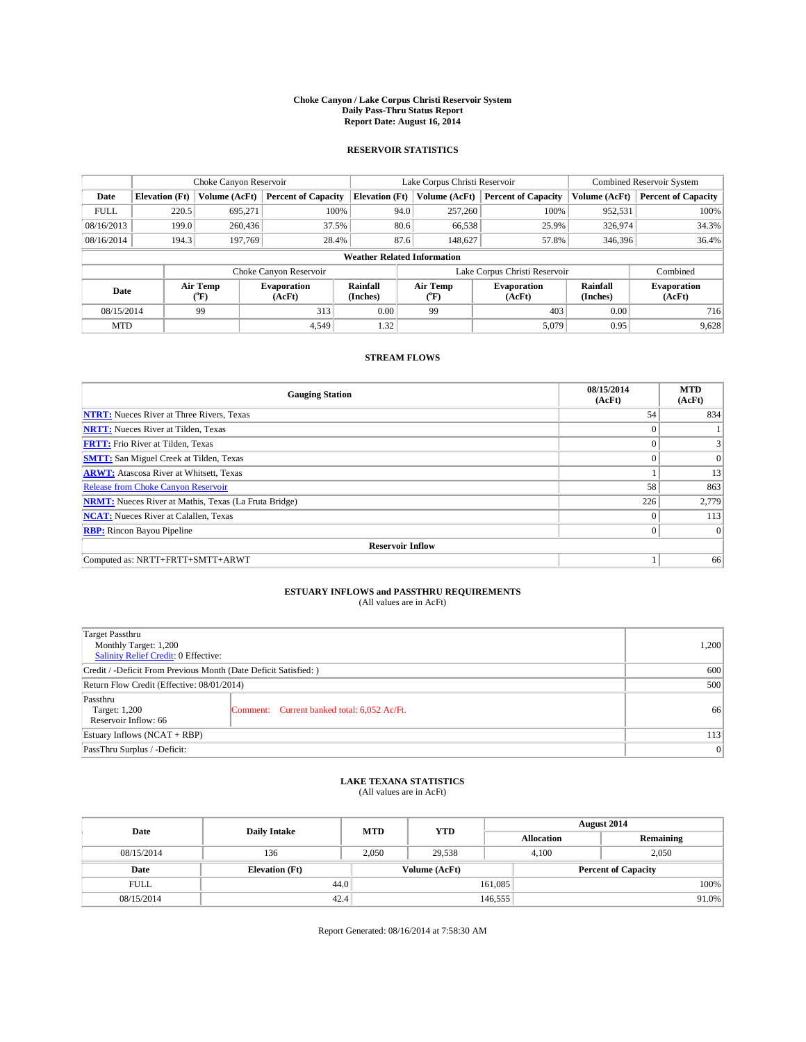# Choke Canyon / Lake Corpus Christi Reservoir System
## Daily Pass-Thru Status Report
### Report Date: August 16, 2014

## RESERVOIR STATISTICS

| | Choke Canyon Reservoir | | | Lake Corpus Christi Reservoir | | | Combined Reservoir System | |
|---|---|---|---|---|---|---|---|---|
| Date | Elevation (Ft) | Volume (AcFt) | Percent of Capacity | Elevation (Ft) | Volume (AcFt) | Percent of Capacity | Volume (AcFt) | Percent of Capacity |
| FULL | 220.5 | 695,271 | 100% | 94.0 | 257,260 | 100% | 952,531 | 100% |
| 08/16/2013 | 199.0 | 260,436 | 37.5% | 80.6 | 66,538 | 25.9% | 326,974 | 34.3% |
| 08/16/2014 | 194.3 | 197,769 | 28.4% | 87.6 | 148,627 | 57.8% | 346,396 | 36.4% |

**Weather Related Information**

| | Choke Canyon Reservoir | | | Lake Corpus Christi Reservoir | | | Combined |
|---|---|---|---|---|---|---|---|
| Date | Air Temp (°F) | Evaporation (AcFt) | Rainfall (Inches) | Air Temp (°F) | Evaporation (AcFt) | Rainfall (Inches) | Evaporation (AcFt) |
| 08/15/2014 | 99 | 313 | 0.00 | 99 | 403 | 0.00 | 716 |
| MTD | | 4,549 | 1.32 | | 5,079 | 0.95 | 9,628 |

## STREAM FLOWS

| Gauging Station | 08/15/2014 (AcFt) | MTD (AcFt) |
|---|---|---|
| **NTRT:** Nueces River at Three Rivers, Texas | 54 | 834 |
| **NRTT:** Nueces River at Tilden, Texas | 0 | 1 |
| **FRTT:** Frio River at Tilden, Texas | 0 | 3 |
| **SMTT:** San Miguel Creek at Tilden, Texas | 0 | 0 |
| **ARWT:** Atascosa River at Whitsett, Texas | 1 | 13 |
| Release from Choke Canyon Reservoir | 58 | 863 |
| **NRMT:** Nueces River at Mathis, Texas (La Fruta Bridge) | 226 | 2,779 |
| **NCAT:** Nueces River at Calallen, Texas | 0 | 113 |
| **RBP:** Rincon Bayou Pipeline | 0 | 0 |
| **Reservoir Inflow** | | |
| Computed as: NRTT+FRTT+SMTT+ARWT | 1 | 66 |

## ESTUARY INFLOWS and PASSTHRU REQUIREMENTS
(All values are in AcFt)

| | | |
|---|---|---|
| Target Passthru<br>Monthly Target: 1,200<br>Salinity Relief Credit: 0 Effective: | | 1,200 |
| Credit / -Deficit From Previous Month (Date Deficit Satisfied: ) | | 600 |
| Return Flow Credit (Effective: 08/01/2014) | | 500 |
| Passthru<br>Target: 1,200<br>Reservoir Inflow: 66 | Comment: Current banked total: 6,052 Ac/Ft. | 66 |
| Estuary Inflows (NCAT + RBP) | | 113 |
| PassThru Surplus / -Deficit: | | 0 |

## LAKE TEXANA STATISTICS
(All values are in AcFt)

| Date | Daily Intake | MTD | YTD | August 2014 Allocation | August 2014 Remaining |
|---|---|---|---|---|---|
| 08/15/2014 | 136 | 2,050 | 29,538 | 4,100 | 2,050 |

| Date | Elevation (Ft) | Volume (AcFt) | Percent of Capacity |
|---|---|---|---|
| FULL | 44.0 | 161,085 | 100% |
| 08/15/2014 | 42.4 | 146,555 | 91.0% |

Report Generated: 08/16/2014 at 7:58:30 AM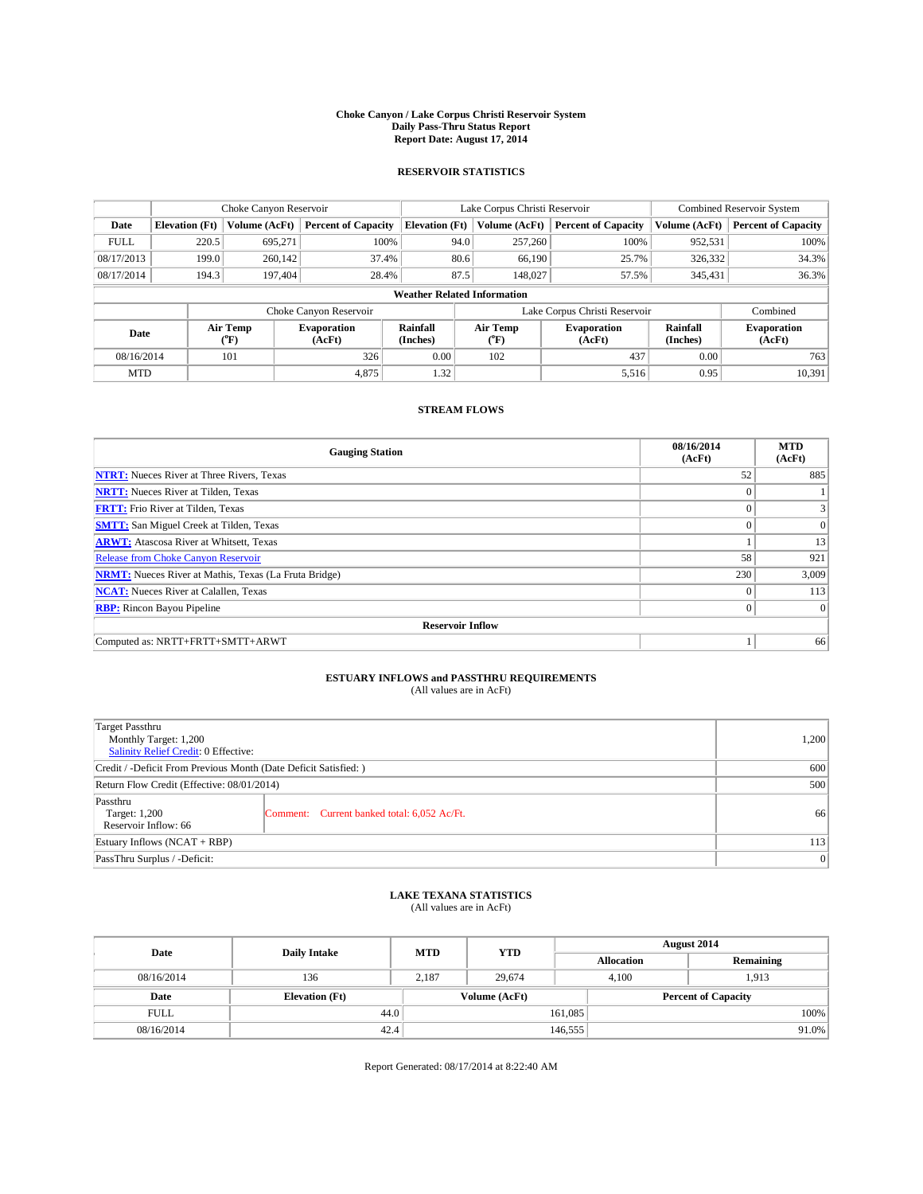# Choke Canyon / Lake Corpus Christi Reservoir System
## Daily Pass-Thru Status Report
### Report Date: August 17, 2014

## RESERVOIR STATISTICS

| | Choke Canyon Reservoir | | | Lake Corpus Christi Reservoir | | | Combined Reservoir System | |
|---|---|---|---|---|---|---|---|---|
| Date | Elevation (Ft) | Volume (AcFt) | Percent of Capacity | Elevation (Ft) | Volume (AcFt) | Percent of Capacity | Volume (AcFt) | Percent of Capacity |
| FULL | 220.5 | 695,271 | 100% | 94.0 | 257,260 | 100% | 952,531 | 100% |
| 08/17/2013 | 199.0 | 260,142 | 37.4% | 80.6 | 66,190 | 25.7% | 326,332 | 34.3% |
| 08/17/2014 | 194.3 | 197,404 | 28.4% | 87.5 | 148,027 | 57.5% | 345,431 | 36.3% |

**Weather Related Information**

| | Choke Canyon Reservoir | | | Lake Corpus Christi Reservoir | | | Combined |
|---|---|---|---|---|---|---|---|
| Date | Air Temp (°F) | Evaporation (AcFt) | Rainfall (Inches) | Air Temp (°F) | Evaporation (AcFt) | Rainfall (Inches) | Evaporation (AcFt) |
| 08/16/2014 | 101 | 326 | 0.00 | 102 | 437 | 0.00 | 763 |
| MTD | | 4,875 | 1.32 | | 5,516 | 0.95 | 10,391 |

## STREAM FLOWS

| Gauging Station | 08/16/2014 (AcFt) | MTD (AcFt) |
|---|---|---|
| **NTRT:** Nueces River at Three Rivers, Texas | 52 | 885 |
| **NRTT:** Nueces River at Tilden, Texas | 0 | 1 |
| **FRTT:** Frio River at Tilden, Texas | 0 | 3 |
| **SMTT:** San Miguel Creek at Tilden, Texas | 0 | 0 |
| **ARWT:** Atascosa River at Whitsett, Texas | 1 | 13 |
| Release from Choke Canyon Reservoir | 58 | 921 |
| **NRMT:** Nueces River at Mathis, Texas (La Fruta Bridge) | 230 | 3,009 |
| **NCAT:** Nueces River at Calallen, Texas | 0 | 113 |
| **RBP:** Rincon Bayou Pipeline | 0 | 0 |
| **Reservoir Inflow** | | |
| Computed as: NRTT+FRTT+SMTT+ARWT | 1 | 66 |

## ESTUARY INFLOWS and PASSTHRU REQUIREMENTS
(All values are in AcFt)

| | | |
|---|---|---|
| Target Passthru<br>Monthly Target: 1,200<br>Salinity Relief Credit: 0 Effective: | | 1,200 |
| Credit / -Deficit From Previous Month (Date Deficit Satisfied: ) | | 600 |
| Return Flow Credit (Effective: 08/01/2014) | | 500 |
| Passthru<br>Target: 1,200<br>Reservoir Inflow: 66 | Comment: Current banked total: 6,052 Ac/Ft. | 66 |
| Estuary Inflows (NCAT + RBP) | | 113 |
| PassThru Surplus / -Deficit: | | 0 |

## LAKE TEXANA STATISTICS
(All values are in AcFt)

| Date | Daily Intake | MTD | YTD | August 2014 Allocation | August 2014 Remaining |
|---|---|---|---|---|---|
| 08/16/2014 | 136 | 2,187 | 29,674 | 4,100 | 1,913 |

| Date | Elevation (Ft) | Volume (AcFt) | Percent of Capacity |
|---|---|---|---|
| FULL | 44.0 | 161,085 | 100% |
| 08/16/2014 | 42.4 | 146,555 | 91.0% |

Report Generated: 08/17/2014 at 8:22:40 AM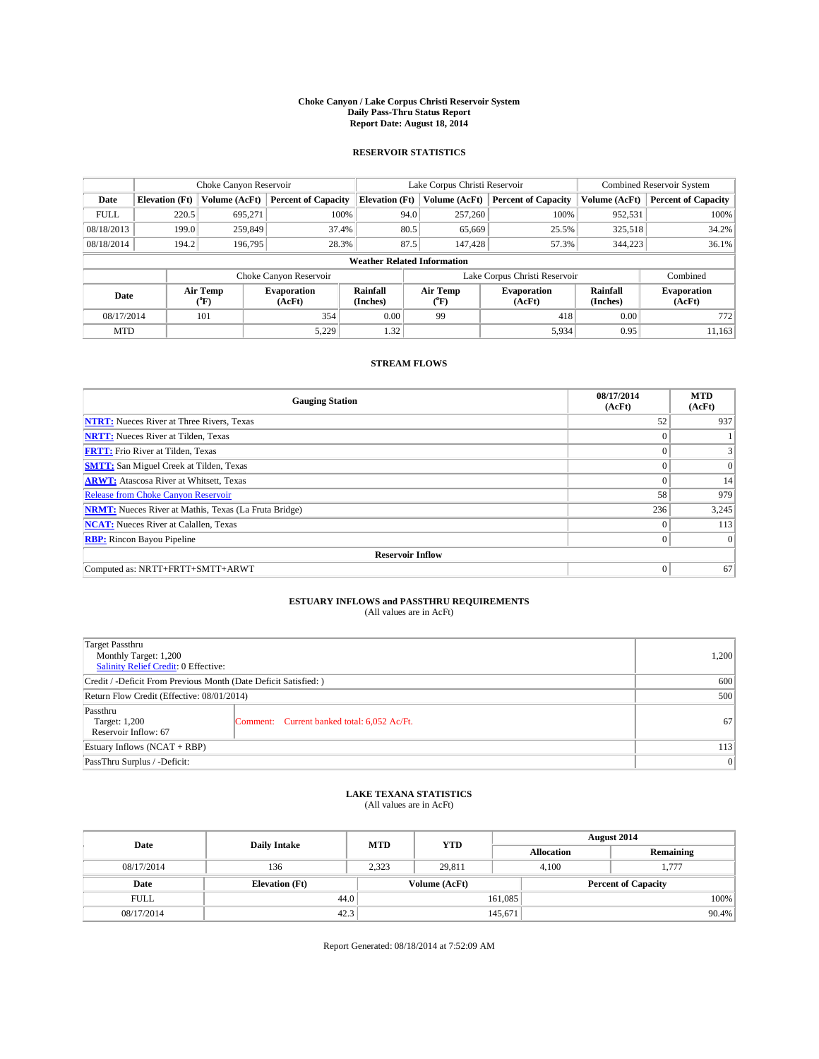# Choke Canyon / Lake Corpus Christi Reservoir System
## Daily Pass-Thru Status Report
### Report Date: August 18, 2014

## RESERVOIR STATISTICS

| | Choke Canyon Reservoir | | | Lake Corpus Christi Reservoir | | | Combined Reservoir System | |
|---|---|---|---|---|---|---|---|---|
| Date | Elevation (Ft) | Volume (AcFt) | Percent of Capacity | Elevation (Ft) | Volume (AcFt) | Percent of Capacity | Volume (AcFt) | Percent of Capacity |
| FULL | 220.5 | 695,271 | 100% | 94.0 | 257,260 | 100% | 952,531 | 100% |
| 08/18/2013 | 199.0 | 259,849 | 37.4% | 80.5 | 65,669 | 25.5% | 325,518 | 34.2% |
| 08/18/2014 | 194.2 | 196,795 | 28.3% | 87.5 | 147,428 | 57.3% | 344,223 | 36.1% |

**Weather Related Information**

| | Choke Canyon Reservoir | | | Lake Corpus Christi Reservoir | | | Combined |
|---|---|---|---|---|---|---|---|
| Date | Air Temp (°F) | Evaporation (AcFt) | Rainfall (Inches) | Air Temp (°F) | Evaporation (AcFt) | Rainfall (Inches) | Evaporation (AcFt) |
| 08/17/2014 | 101 | 354 | 0.00 | 99 | 418 | 0.00 | 772 |
| MTD | | 5,229 | 1.32 | | 5,934 | 0.95 | 11,163 |

## STREAM FLOWS

| Gauging Station | 08/17/2014 (AcFt) | MTD (AcFt) |
|---|---|---|
| **NTRT:** Nueces River at Three Rivers, Texas | 52 | 937 |
| **NRTT:** Nueces River at Tilden, Texas | 0 | 1 |
| **FRTT:** Frio River at Tilden, Texas | 0 | 3 |
| **SMTT:** San Miguel Creek at Tilden, Texas | 0 | 0 |
| **ARWT:** Atascosa River at Whitsett, Texas | 0 | 14 |
| Release from Choke Canyon Reservoir | 58 | 979 |
| **NRMT:** Nueces River at Mathis, Texas (La Fruta Bridge) | 236 | 3,245 |
| **NCAT:** Nueces River at Calallen, Texas | 0 | 113 |
| **RBP:** Rincon Bayou Pipeline | 0 | 0 |
| **Reservoir Inflow** | | |
| Computed as: NRTT+FRTT+SMTT+ARWT | 0 | 67 |

## ESTUARY INFLOWS and PASSTHRU REQUIREMENTS
(All values are in AcFt)

| | | |
|---|---|---|
| Target Passthru<br>Monthly Target: 1,200<br>Salinity Relief Credit: 0 Effective: | | 1,200 |
| Credit / -Deficit From Previous Month (Date Deficit Satisfied: ) | | 600 |
| Return Flow Credit (Effective: 08/01/2014) | | 500 |
| Passthru<br>Target: 1,200<br>Reservoir Inflow: 67 | Comment: Current banked total: 6,052 Ac/Ft. | 67 |
| Estuary Inflows (NCAT + RBP) | | 113 |
| PassThru Surplus / -Deficit: | | 0 |

## LAKE TEXANA STATISTICS
(All values are in AcFt)

| Date | Daily Intake | MTD | YTD | August 2014 Allocation | August 2014 Remaining |
|---|---|---|---|---|---|
| 08/17/2014 | 136 | 2,323 | 29,811 | 4,100 | 1,777 |

| Date | Elevation (Ft) | Volume (AcFt) | Percent of Capacity |
|---|---|---|---|
| FULL | 44.0 | 161,085 | 100% |
| 08/17/2014 | 42.3 | 145,671 | 90.4% |

Report Generated: 08/18/2014 at 7:52:09 AM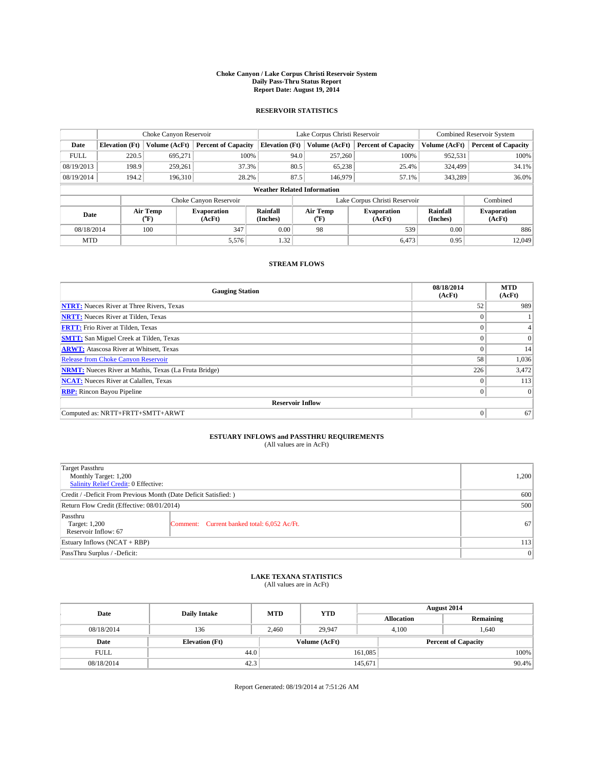# Choke Canyon / Lake Corpus Christi Reservoir System
## Daily Pass-Thru Status Report
### Report Date: August 19, 2014

## RESERVOIR STATISTICS

| | Choke Canyon Reservoir | | | Lake Corpus Christi Reservoir | | | Combined Reservoir System | |
|---|---|---|---|---|---|---|---|---|
| Date | Elevation (Ft) | Volume (AcFt) | Percent of Capacity | Elevation (Ft) | Volume (AcFt) | Percent of Capacity | Volume (AcFt) | Percent of Capacity |
| FULL | 220.5 | 695,271 | 100% | 94.0 | 257,260 | 100% | 952,531 | 100% |
| 08/19/2013 | 198.9 | 259,261 | 37.3% | 80.5 | 65,238 | 25.4% | 324,499 | 34.1% |
| 08/19/2014 | 194.2 | 196,310 | 28.2% | 87.5 | 146,979 | 57.1% | 343,289 | 36.0% |

**Weather Related Information**

| | Choke Canyon Reservoir | | | Lake Corpus Christi Reservoir | | | Combined |
|---|---|---|---|---|---|---|---|
| Date | Air Temp (°F) | Evaporation (AcFt) | Rainfall (Inches) | Air Temp (°F) | Evaporation (AcFt) | Rainfall (Inches) | Evaporation (AcFt) |
| 08/18/2014 | 100 | 347 | 0.00 | 98 | 539 | 0.00 | 886 |
| MTD | | 5,576 | 1.32 | | 6,473 | 0.95 | 12,049 |

## STREAM FLOWS

| Gauging Station | 08/18/2014 (AcFt) | MTD (AcFt) |
|---|---|---|
| **NTRT:** Nueces River at Three Rivers, Texas | 52 | 989 |
| **NRTT:** Nueces River at Tilden, Texas | 0 | 1 |
| **FRTT:** Frio River at Tilden, Texas | 0 | 4 |
| **SMTT:** San Miguel Creek at Tilden, Texas | 0 | 0 |
| **ARWT:** Atascosa River at Whitsett, Texas | 0 | 14 |
| Release from Choke Canyon Reservoir | 58 | 1,036 |
| **NRMT:** Nueces River at Mathis, Texas (La Fruta Bridge) | 226 | 3,472 |
| **NCAT:** Nueces River at Calallen, Texas | 0 | 113 |
| **RBP:** Rincon Bayou Pipeline | 0 | 0 |
| **Reservoir Inflow** | | |
| Computed as: NRTT+FRTT+SMTT+ARWT | 0 | 67 |

## ESTUARY INFLOWS and PASSTHRU REQUIREMENTS
(All values are in AcFt)

| | |
|---|---|
| Target Passthru<br>Monthly Target: 1,200<br>Salinity Relief Credit: 0 Effective: | 1,200 |
| Credit / -Deficit From Previous Month (Date Deficit Satisfied: ) | 600 |
| Return Flow Credit (Effective: 08/01/2014) | 500 |
| Passthru<br>Target: 1,200<br>Reservoir Inflow: 67 — Comment: Current banked total: 6,052 Ac/Ft. | 67 |
| Estuary Inflows (NCAT + RBP) | 113 |
| PassThru Surplus / -Deficit: | 0 |

## LAKE TEXANA STATISTICS
(All values are in AcFt)

| Date | Daily Intake | MTD | YTD | August 2014 Allocation | August 2014 Remaining |
|---|---|---|---|---|---|
| 08/18/2014 | 136 | 2,460 | 29,947 | 4,100 | 1,640 |

| Date | Elevation (Ft) | Volume (AcFt) | Percent of Capacity |
|---|---|---|---|
| FULL | 44.0 | 161,085 | 100% |
| 08/18/2014 | 42.3 | 145,671 | 90.4% |

Report Generated: 08/19/2014 at 7:51:26 AM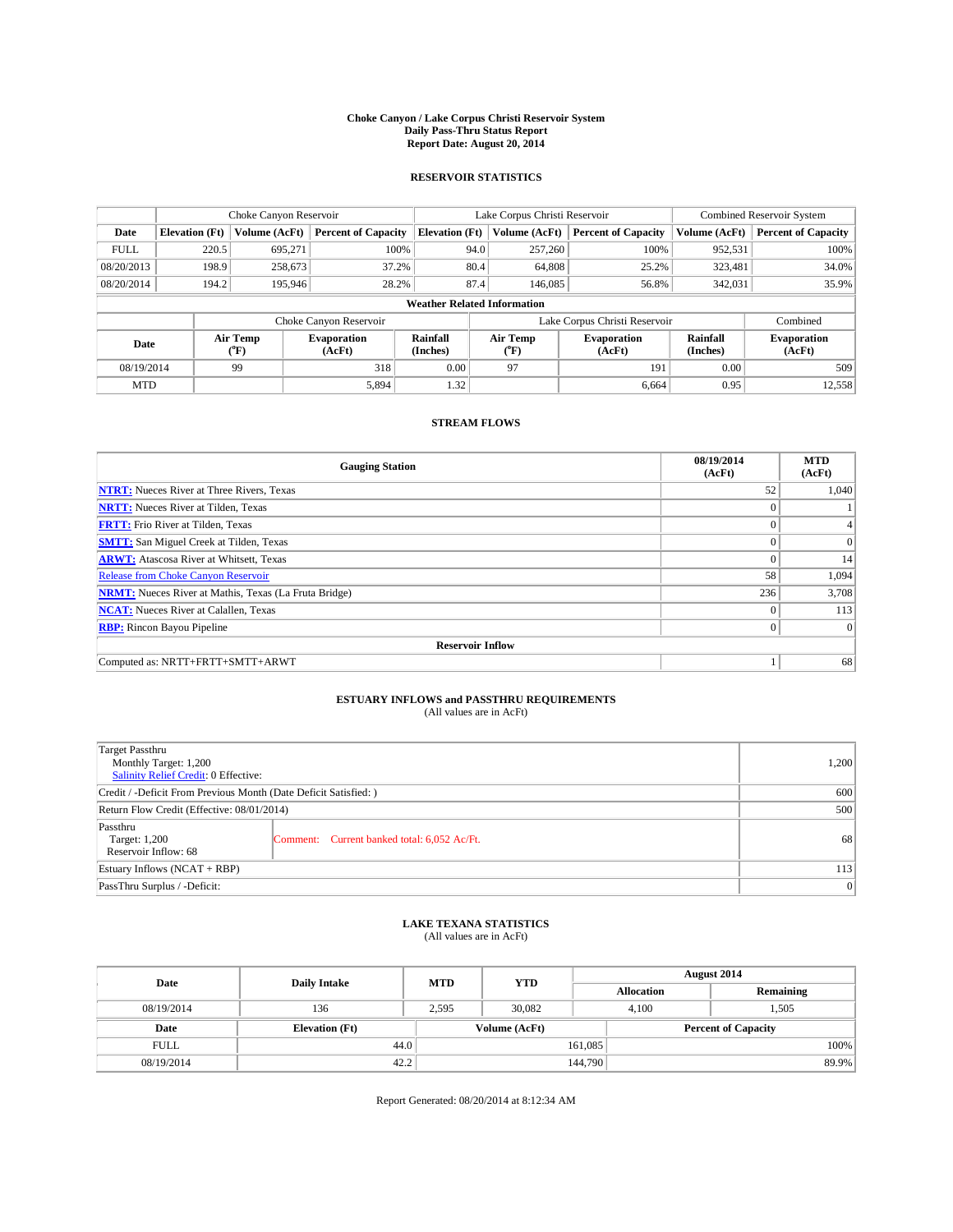# Choke Canyon / Lake Corpus Christi Reservoir System
## Daily Pass-Thru Status Report
## Report Date: August 20, 2014

### RESERVOIR STATISTICS

| | Choke Canyon Reservoir | | | Lake Corpus Christi Reservoir | | | Combined Reservoir System | |
|---|---|---|---|---|---|---|---|---|
| Date | Elevation (Ft) | Volume (AcFt) | Percent of Capacity | Elevation (Ft) | Volume (AcFt) | Percent of Capacity | Volume (AcFt) | Percent of Capacity |
| FULL | 220.5 | 695,271 | 100% | 94.0 | 257,260 | 100% | 952,531 | 100% |
| 08/20/2013 | 198.9 | 258,673 | 37.2% | 80.4 | 64,808 | 25.2% | 323,481 | 34.0% |
| 08/20/2014 | 194.2 | 195,946 | 28.2% | 87.4 | 146,085 | 56.8% | 342,031 | 35.9% |

**Weather Related Information**

| | Choke Canyon Reservoir | | | Lake Corpus Christi Reservoir | | | Combined |
|---|---|---|---|---|---|---|---|
| Date | Air Temp (°F) | Evaporation (AcFt) | Rainfall (Inches) | Air Temp (°F) | Evaporation (AcFt) | Rainfall (Inches) | Evaporation (AcFt) |
| 08/19/2014 | 99 | 318 | 0.00 | 97 | 191 | 0.00 | 509 |
| MTD | | 5,894 | 1.32 | | 6,664 | 0.95 | 12,558 |

### STREAM FLOWS

| Gauging Station | 08/19/2014 (AcFt) | MTD (AcFt) |
|---|---|---|
| **NTRT:** Nueces River at Three Rivers, Texas | 52 | 1,040 |
| **NRTT:** Nueces River at Tilden, Texas | 0 | 1 |
| **FRTT:** Frio River at Tilden, Texas | 0 | 4 |
| **SMTT:** San Miguel Creek at Tilden, Texas | 0 | 0 |
| **ARWT:** Atascosa River at Whitsett, Texas | 0 | 14 |
| Release from Choke Canyon Reservoir | 58 | 1,094 |
| **NRMT:** Nueces River at Mathis, Texas (La Fruta Bridge) | 236 | 3,708 |
| **NCAT:** Nueces River at Calallen, Texas | 0 | 113 |
| **RBP:** Rincon Bayou Pipeline | 0 | 0 |
| **Reservoir Inflow** | | |
| Computed as: NRTT+FRTT+SMTT+ARWT | 1 | 68 |

### ESTUARY INFLOWS and PASSTHRU REQUIREMENTS
(All values are in AcFt)

| | | |
|---|---|---|
| Target Passthru<br>Monthly Target: 1,200<br>Salinity Relief Credit: 0 Effective: | | 1,200 |
| Credit / -Deficit From Previous Month (Date Deficit Satisfied: ) | | 600 |
| Return Flow Credit (Effective: 08/01/2014) | | 500 |
| Passthru<br>Target: 1,200<br>Reservoir Inflow: 68 | Comment: Current banked total: 6,052 Ac/Ft. | 68 |
| Estuary Inflows (NCAT + RBP) | | 113 |
| PassThru Surplus / -Deficit: | | 0 |

### LAKE TEXANA STATISTICS
(All values are in AcFt)

| Date | Daily Intake | MTD | YTD | August 2014 Allocation | August 2014 Remaining |
|---|---|---|---|---|---|
| 08/19/2014 | 136 | 2,595 | 30,082 | 4,100 | 1,505 |

| Date | Elevation (Ft) | Volume (AcFt) | Percent of Capacity |
|---|---|---|---|
| FULL | 44.0 | 161,085 | 100% |
| 08/19/2014 | 42.2 | 144,790 | 89.9% |

Report Generated: 08/20/2014 at 8:12:34 AM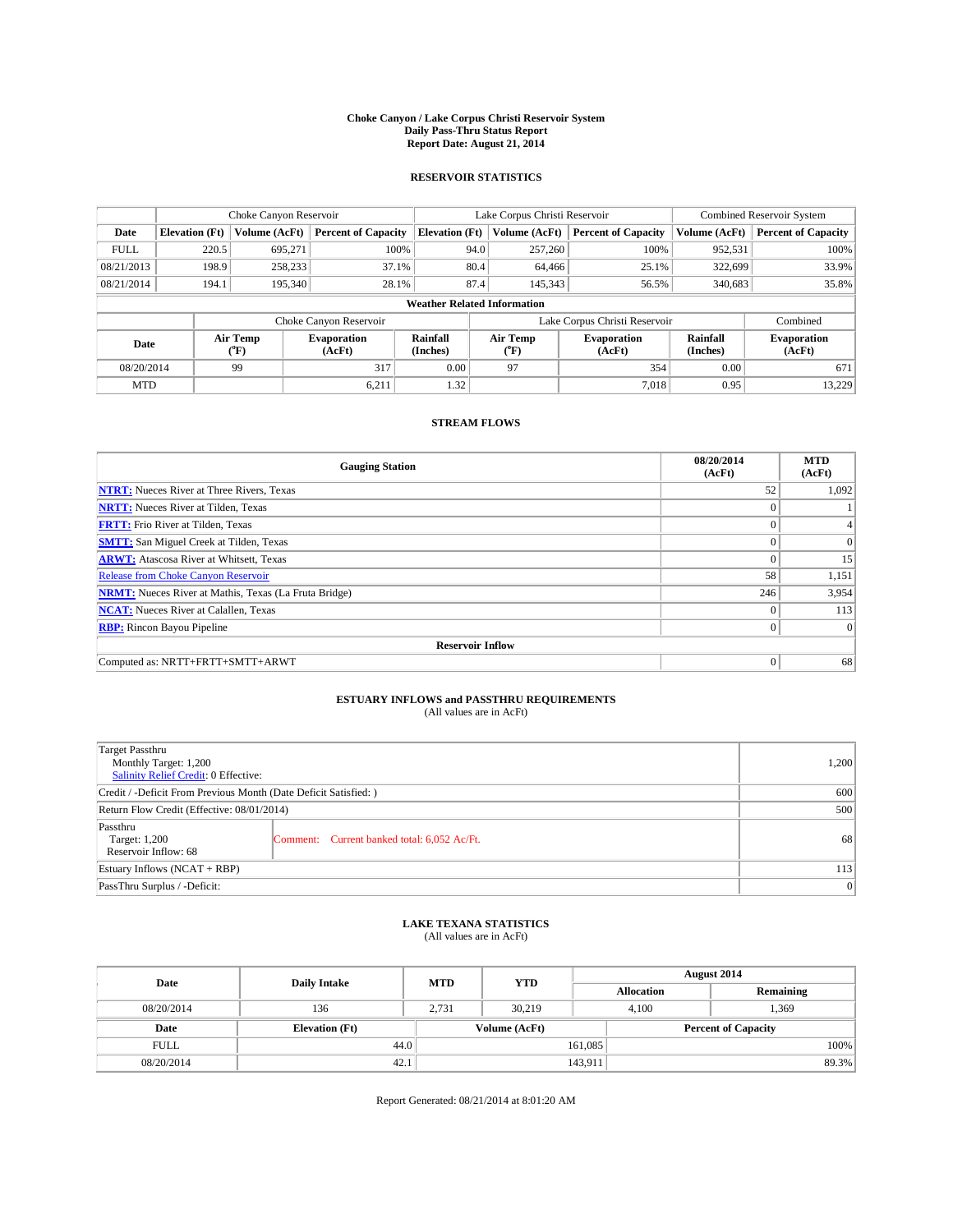**Choke Canyon / Lake Corpus Christi Reservoir System**
**Daily Pass-Thru Status Report**
**Report Date: August 21, 2014**

### RESERVOIR STATISTICS

| | Choke Canyon Reservoir | | | Lake Corpus Christi Reservoir | | | Combined Reservoir System | |
|---|---|---|---|---|---|---|---|---|
| Date | Elevation (Ft) | Volume (AcFt) | Percent of Capacity | Elevation (Ft) | Volume (AcFt) | Percent of Capacity | Volume (AcFt) | Percent of Capacity |
| FULL | 220.5 | 695,271 | 100% | 94.0 | 257,260 | 100% | 952,531 | 100% |
| 08/21/2013 | 198.9 | 258,233 | 37.1% | 80.4 | 64,466 | 25.1% | 322,699 | 33.9% |
| 08/21/2014 | 194.1 | 195,340 | 28.1% | 87.4 | 145,343 | 56.5% | 340,683 | 35.8% |

**Weather Related Information**

| | Choke Canyon Reservoir | | | Lake Corpus Christi Reservoir | | | Combined |
|---|---|---|---|---|---|---|---|
| Date | Air Temp (°F) | Evaporation (AcFt) | Rainfall (Inches) | Air Temp (°F) | Evaporation (AcFt) | Rainfall (Inches) | Evaporation (AcFt) |
| 08/20/2014 | 99 | 317 | 0.00 | 97 | 354 | 0.00 | 671 |
| MTD | | 6,211 | 1.32 | | 7,018 | 0.95 | 13,229 |

### STREAM FLOWS

| Gauging Station | 08/20/2014 (AcFt) | MTD (AcFt) |
|---|---|---|
| **NTRT:** Nueces River at Three Rivers, Texas | 52 | 1,092 |
| **NRTT:** Nueces River at Tilden, Texas | 0 | 1 |
| **FRTT:** Frio River at Tilden, Texas | 0 | 4 |
| **SMTT:** San Miguel Creek at Tilden, Texas | 0 | 0 |
| **ARWT:** Atascosa River at Whitsett, Texas | 0 | 15 |
| Release from Choke Canyon Reservoir | 58 | 1,151 |
| **NRMT:** Nueces River at Mathis, Texas (La Fruta Bridge) | 246 | 3,954 |
| **NCAT:** Nueces River at Calallen, Texas | 0 | 113 |
| **RBP:** Rincon Bayou Pipeline | 0 | 0 |
| **Reservoir Inflow** | | |
| Computed as: NRTT+FRTT+SMTT+ARWT | 0 | 68 |

### ESTUARY INFLOWS and PASSTHRU REQUIREMENTS
(All values are in AcFt)

| | | |
|---|---|---|
| Target Passthru<br>Monthly Target: 1,200<br>Salinity Relief Credit: 0 Effective: | | 1,200 |
| Credit / -Deficit From Previous Month (Date Deficit Satisfied: ) | | 600 |
| Return Flow Credit (Effective: 08/01/2014) | | 500 |
| Passthru<br>Target: 1,200<br>Reservoir Inflow: 68 | Comment: Current banked total: 6,052 Ac/Ft. | 68 |
| Estuary Inflows (NCAT + RBP) | | 113 |
| PassThru Surplus / -Deficit: | | 0 |

### LAKE TEXANA STATISTICS
(All values are in AcFt)

| Date | Daily Intake | MTD | YTD | August 2014 Allocation | August 2014 Remaining |
|---|---|---|---|---|---|
| 08/20/2014 | 136 | 2,731 | 30,219 | 4,100 | 1,369 |

| Date | Elevation (Ft) | Volume (AcFt) | Percent of Capacity |
|---|---|---|---|
| FULL | 44.0 | 161,085 | 100% |
| 08/20/2014 | 42.1 | 143,911 | 89.3% |

Report Generated: 08/21/2014 at 8:01:20 AM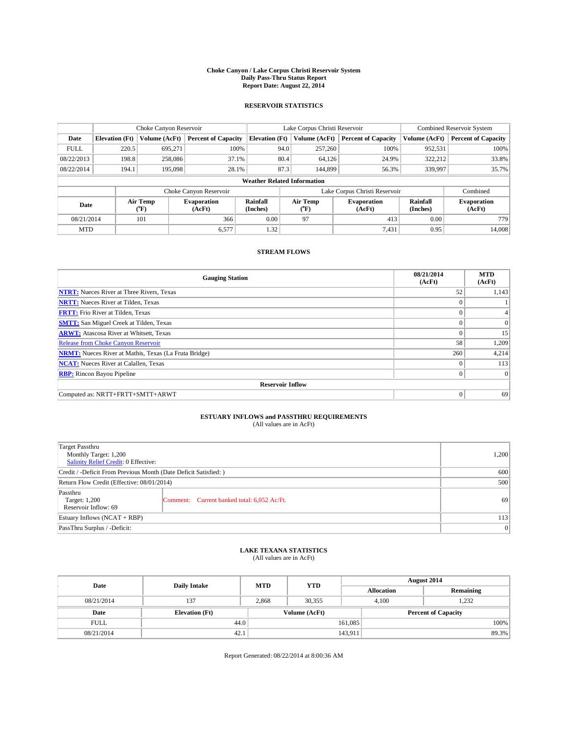# Choke Canyon / Lake Corpus Christi Reservoir System
## Daily Pass-Thru Status Report
## Report Date: August 22, 2014

### RESERVOIR STATISTICS

| | Choke Canyon Reservoir | | | Lake Corpus Christi Reservoir | | | Combined Reservoir System | |
|---|---|---|---|---|---|---|---|---|
| Date | Elevation (Ft) | Volume (AcFt) | Percent of Capacity | Elevation (Ft) | Volume (AcFt) | Percent of Capacity | Volume (AcFt) | Percent of Capacity |
| FULL | 220.5 | 695,271 | 100% | 94.0 | 257,260 | 100% | 952,531 | 100% |
| 08/22/2013 | 198.8 | 258,086 | 37.1% | 80.4 | 64,126 | 24.9% | 322,212 | 33.8% |
| 08/22/2014 | 194.1 | 195,098 | 28.1% | 87.3 | 144,899 | 56.3% | 339,997 | 35.7% |

**Weather Related Information**

| | Choke Canyon Reservoir | | | Lake Corpus Christi Reservoir | | | Combined |
|---|---|---|---|---|---|---|---|
| Date | Air Temp (°F) | Evaporation (AcFt) | Rainfall (Inches) | Air Temp (°F) | Evaporation (AcFt) | Rainfall (Inches) | Evaporation (AcFt) |
| 08/21/2014 | 101 | 366 | 0.00 | 97 | 413 | 0.00 | 779 |
| MTD | | 6,577 | 1.32 | | 7,431 | 0.95 | 14,008 |

### STREAM FLOWS

| Gauging Station | 08/21/2014 (AcFt) | MTD (AcFt) |
|---|---|---|
| **NTRT:** Nueces River at Three Rivers, Texas | 52 | 1,143 |
| **NRTT:** Nueces River at Tilden, Texas | 0 | 1 |
| **FRTT:** Frio River at Tilden, Texas | 0 | 4 |
| **SMTT:** San Miguel Creek at Tilden, Texas | 0 | 0 |
| **ARWT:** Atascosa River at Whitsett, Texas | 0 | 15 |
| Release from Choke Canyon Reservoir | 58 | 1,209 |
| **NRMT:** Nueces River at Mathis, Texas (La Fruta Bridge) | 260 | 4,214 |
| **NCAT:** Nueces River at Calallen, Texas | 0 | 113 |
| **RBP:** Rincon Bayou Pipeline | 0 | 0 |
| **Reservoir Inflow** | | |
| Computed as: NRTT+FRTT+SMTT+ARWT | 0 | 69 |

### ESTUARY INFLOWS and PASSTHRU REQUIREMENTS
(All values are in AcFt)

| | |
|---|---|
| Target Passthru<br>Monthly Target: 1,200<br>Salinity Relief Credit: 0 Effective: | 1,200 |
| Credit / -Deficit From Previous Month (Date Deficit Satisfied: ) | 600 |
| Return Flow Credit (Effective: 08/01/2014) | 500 |
| Passthru<br>Target: 1,200<br>Reservoir Inflow: 69 — Comment: Current banked total: 6,052 Ac/Ft. | 69 |
| Estuary Inflows (NCAT + RBP) | 113 |
| PassThru Surplus / -Deficit: | 0 |

### LAKE TEXANA STATISTICS
(All values are in AcFt)

| Date | Daily Intake | MTD | YTD | August 2014 Allocation | August 2014 Remaining |
|---|---|---|---|---|---|
| 08/21/2014 | 137 | 2,868 | 30,355 | 4,100 | 1,232 |

| Date | Elevation (Ft) | Volume (AcFt) | Percent of Capacity |
|---|---|---|---|
| FULL | 44.0 | 161,085 | 100% |
| 08/21/2014 | 42.1 | 143,911 | 89.3% |

Report Generated: 08/22/2014 at 8:00:36 AM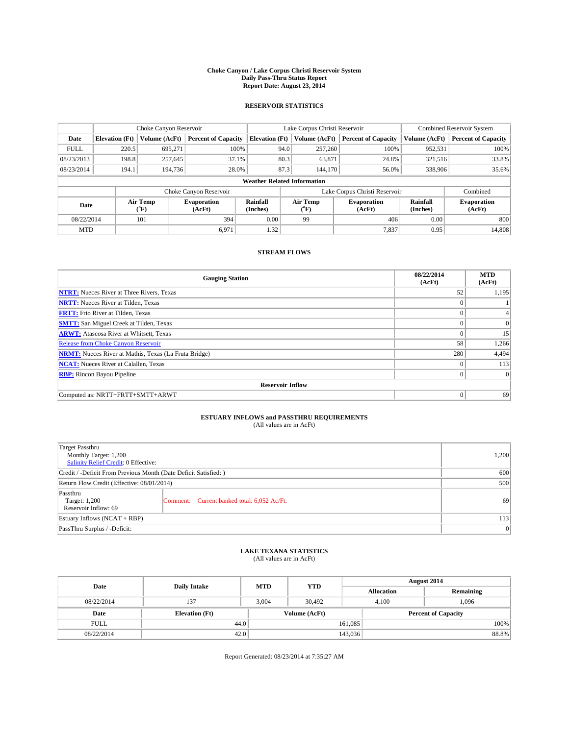# Choke Canyon / Lake Corpus Christi Reservoir System
## Daily Pass-Thru Status Report
## Report Date: August 23, 2014

### RESERVOIR STATISTICS

| | Choke Canyon Reservoir | | | Lake Corpus Christi Reservoir | | | Combined Reservoir System | |
|---|---|---|---|---|---|---|---|---|
| Date | Elevation (Ft) | Volume (AcFt) | Percent of Capacity | Elevation (Ft) | Volume (AcFt) | Percent of Capacity | Volume (AcFt) | Percent of Capacity |
| FULL | 220.5 | 695,271 | 100% | 94.0 | 257,260 | 100% | 952,531 | 100% |
| 08/23/2013 | 198.8 | 257,645 | 37.1% | 80.3 | 63,871 | 24.8% | 321,516 | 33.8% |
| 08/23/2014 | 194.1 | 194,736 | 28.0% | 87.3 | 144,170 | 56.0% | 338,906 | 35.6% |

**Weather Related Information**

| | Choke Canyon Reservoir | | | Lake Corpus Christi Reservoir | | | Combined |
|---|---|---|---|---|---|---|---|
| Date | Air Temp (°F) | Evaporation (AcFt) | Rainfall (Inches) | Air Temp (°F) | Evaporation (AcFt) | Rainfall (Inches) | Evaporation (AcFt) |
| 08/22/2014 | 101 | 394 | 0.00 | 99 | 406 | 0.00 | 800 |
| MTD | | 6,971 | 1.32 | | 7,837 | 0.95 | 14,808 |

### STREAM FLOWS

| Gauging Station | 08/22/2014 (AcFt) | MTD (AcFt) |
|---|---|---|
| NTRT: Nueces River at Three Rivers, Texas | 52 | 1,195 |
| NRTT: Nueces River at Tilden, Texas | 0 | 1 |
| FRTT: Frio River at Tilden, Texas | 0 | 4 |
| SMTT: San Miguel Creek at Tilden, Texas | 0 | 0 |
| ARWT: Atascosa River at Whitsett, Texas | 0 | 15 |
| Release from Choke Canyon Reservoir | 58 | 1,266 |
| NRMT: Nueces River at Mathis, Texas (La Fruta Bridge) | 280 | 4,494 |
| NCAT: Nueces River at Calallen, Texas | 0 | 113 |
| RBP: Rincon Bayou Pipeline | 0 | 0 |
| **Reservoir Inflow** | | |
| Computed as: NRTT+FRTT+SMTT+ARWT | 0 | 69 |

### ESTUARY INFLOWS and PASSTHRU REQUIREMENTS
(All values are in AcFt)

| | | |
|---|---|---|
| Target Passthru<br>Monthly Target: 1,200<br>Salinity Relief Credit: 0 Effective: | | 1,200 |
| Credit / -Deficit From Previous Month (Date Deficit Satisfied: ) | | 600 |
| Return Flow Credit (Effective: 08/01/2014) | | 500 |
| Passthru<br>Target: 1,200<br>Reservoir Inflow: 69 | Comment: Current banked total: 6,052 Ac/Ft. | 69 |
| Estuary Inflows (NCAT + RBP) | | 113 |
| PassThru Surplus / -Deficit: | | 0 |

### LAKE TEXANA STATISTICS
(All values are in AcFt)

| Date | Daily Intake | MTD | YTD | August 2014 Allocation | August 2014 Remaining |
|---|---|---|---|---|---|
| 08/22/2014 | 137 | 3,004 | 30,492 | 4,100 | 1,096 |

| Date | Elevation (Ft) | Volume (AcFt) | Percent of Capacity |
|---|---|---|---|
| FULL | 44.0 | 161,085 | 100% |
| 08/22/2014 | 42.0 | 143,036 | 88.8% |

Report Generated: 08/23/2014 at 7:35:27 AM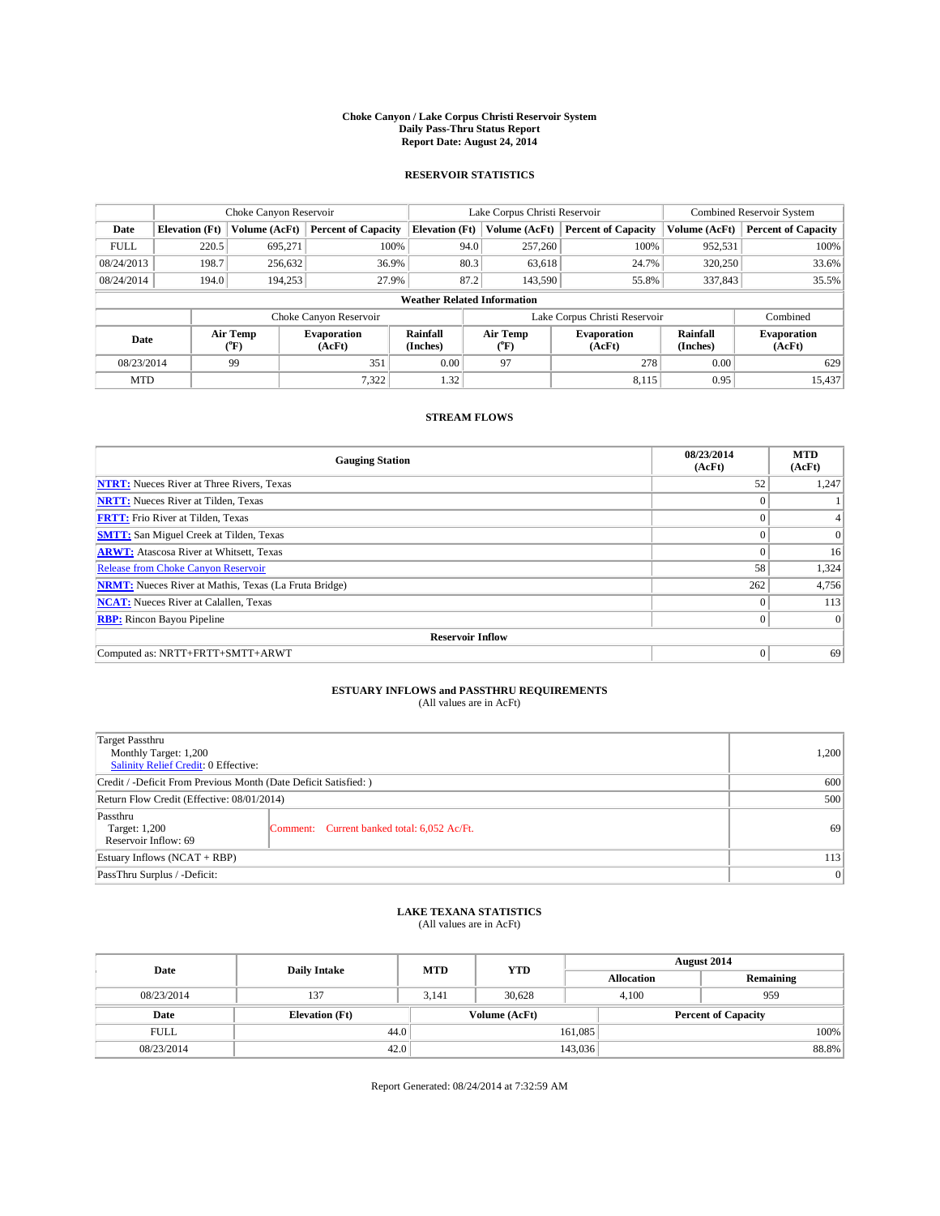**Choke Canyon / Lake Corpus Christi Reservoir System**
**Daily Pass-Thru Status Report**
**Report Date: August 24, 2014**

### RESERVOIR STATISTICS

| | Choke Canyon Reservoir | | | Lake Corpus Christi Reservoir | | | Combined Reservoir System | |
|---|---|---|---|---|---|---|---|---|
| **Date** | **Elevation (Ft)** | **Volume (AcFt)** | **Percent of Capacity** | **Elevation (Ft)** | **Volume (AcFt)** | **Percent of Capacity** | **Volume (AcFt)** | **Percent of Capacity** |
| FULL | 220.5 | 695,271 | 100% | 94.0 | 257,260 | 100% | 952,531 | 100% |
| 08/24/2013 | 198.7 | 256,632 | 36.9% | 80.3 | 63,618 | 24.7% | 320,250 | 33.6% |
| 08/24/2014 | 194.0 | 194,253 | 27.9% | 87.2 | 143,590 | 55.8% | 337,843 | 35.5% |

**Weather Related Information**

| | Choke Canyon Reservoir | | | Lake Corpus Christi Reservoir | | | Combined |
|---|---|---|---|---|---|---|---|
| **Date** | **Air Temp (°F)** | **Evaporation (AcFt)** | **Rainfall (Inches)** | **Air Temp (°F)** | **Evaporation (AcFt)** | **Rainfall (Inches)** | **Evaporation (AcFt)** |
| 08/23/2014 | 99 | 351 | 0.00 | 97 | 278 | 0.00 | 629 |
| MTD | | 7,322 | 1.32 | | 8,115 | 0.95 | 15,437 |

### STREAM FLOWS

| Gauging Station | 08/23/2014 (AcFt) | MTD (AcFt) |
|---|---|---|
| **NTRT:** Nueces River at Three Rivers, Texas | 52 | 1,247 |
| **NRTT:** Nueces River at Tilden, Texas | 0 | 1 |
| **FRTT:** Frio River at Tilden, Texas | 0 | 4 |
| **SMTT:** San Miguel Creek at Tilden, Texas | 0 | 0 |
| **ARWT:** Atascosa River at Whitsett, Texas | 0 | 16 |
| Release from Choke Canyon Reservoir | 58 | 1,324 |
| **NRMT:** Nueces River at Mathis, Texas (La Fruta Bridge) | 262 | 4,756 |
| **NCAT:** Nueces River at Calallen, Texas | 0 | 113 |
| **RBP:** Rincon Bayou Pipeline | 0 | 0 |
| **Reservoir Inflow** | | |
| Computed as: NRTT+FRTT+SMTT+ARWT | 0 | 69 |

### ESTUARY INFLOWS and PASSTHRU REQUIREMENTS
(All values are in AcFt)

| | |
|---|---|
| Target Passthru<br>Monthly Target: 1,200<br>Salinity Relief Credit: 0 Effective: | 1,200 |
| Credit / -Deficit From Previous Month (Date Deficit Satisfied: ) | 600 |
| Return Flow Credit (Effective: 08/01/2014) | 500 |
| Passthru<br>Target: 1,200<br>Reservoir Inflow: 69 — Comment: Current banked total: 6,052 Ac/Ft. | 69 |
| Estuary Inflows (NCAT + RBP) | 113 |
| PassThru Surplus / -Deficit: | 0 |

### LAKE TEXANA STATISTICS
(All values are in AcFt)

| Date | Daily Intake | MTD | YTD | August 2014 Allocation | August 2014 Remaining |
|---|---|---|---|---|---|
| 08/23/2014 | 137 | 3,141 | 30,628 | 4,100 | 959 |

| Date | Elevation (Ft) | Volume (AcFt) | Percent of Capacity |
|---|---|---|---|
| FULL | 44.0 | 161,085 | 100% |
| 08/23/2014 | 42.0 | 143,036 | 88.8% |

Report Generated: 08/24/2014 at 7:32:59 AM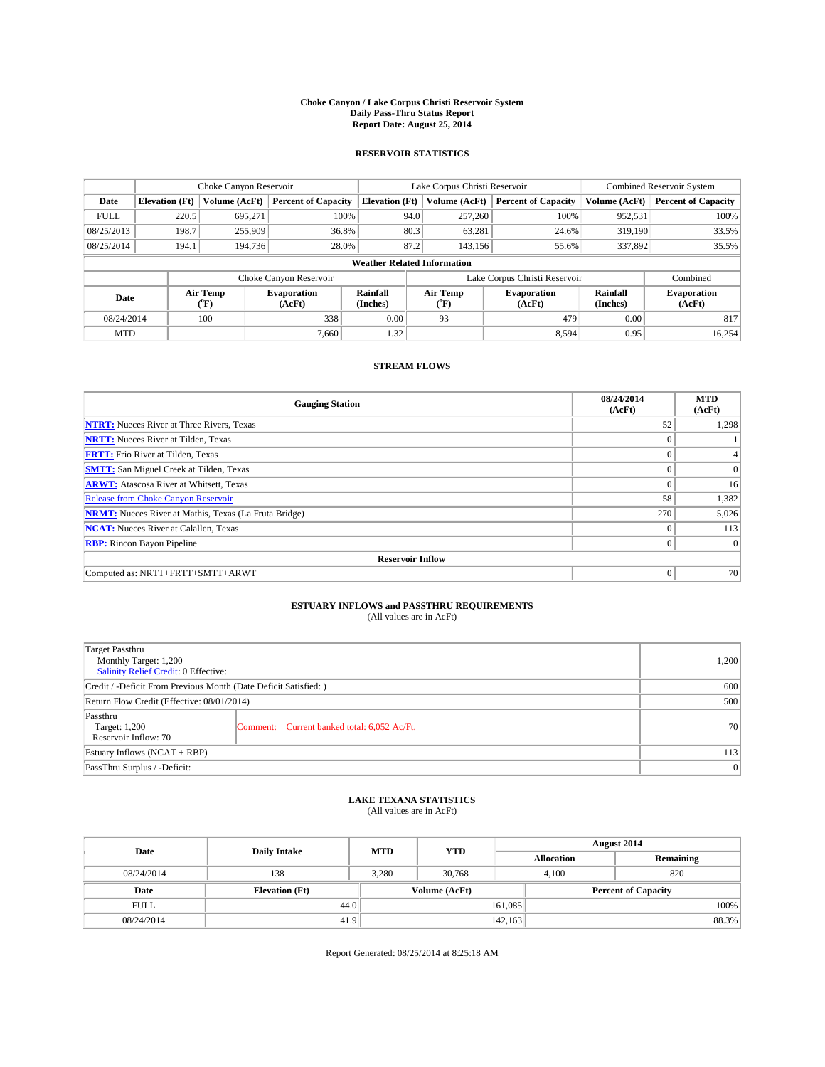**Choke Canyon / Lake Corpus Christi Reservoir System**
**Daily Pass-Thru Status Report**
**Report Date: August 25, 2014**

### RESERVOIR STATISTICS

| | Choke Canyon Reservoir | | | Lake Corpus Christi Reservoir | | | Combined Reservoir System | |
|---|---|---|---|---|---|---|---|---|
| Date | Elevation (Ft) | Volume (AcFt) | Percent of Capacity | Elevation (Ft) | Volume (AcFt) | Percent of Capacity | Volume (AcFt) | Percent of Capacity |
| FULL | 220.5 | 695,271 | 100% | 94.0 | 257,260 | 100% | 952,531 | 100% |
| 08/25/2013 | 198.7 | 255,909 | 36.8% | 80.3 | 63,281 | 24.6% | 319,190 | 33.5% |
| 08/25/2014 | 194.1 | 194,736 | 28.0% | 87.2 | 143,156 | 55.6% | 337,892 | 35.5% |

**Weather Related Information**

| | Choke Canyon Reservoir | | | Lake Corpus Christi Reservoir | | | Combined |
|---|---|---|---|---|---|---|---|
| Date | Air Temp (°F) | Evaporation (AcFt) | Rainfall (Inches) | Air Temp (°F) | Evaporation (AcFt) | Rainfall (Inches) | Evaporation (AcFt) |
| 08/24/2014 | 100 | 338 | 0.00 | 93 | 479 | 0.00 | 817 |
| MTD | | 7,660 | 1.32 | | 8,594 | 0.95 | 16,254 |

### STREAM FLOWS

| Gauging Station | 08/24/2014 (AcFt) | MTD (AcFt) |
|---|---|---|
| NTRT: Nueces River at Three Rivers, Texas | 52 | 1,298 |
| NRTT: Nueces River at Tilden, Texas | 0 | 1 |
| FRTT: Frio River at Tilden, Texas | 0 | 4 |
| SMTT: San Miguel Creek at Tilden, Texas | 0 | 0 |
| ARWT: Atascosa River at Whitsett, Texas | 0 | 16 |
| Release from Choke Canyon Reservoir | 58 | 1,382 |
| NRMT: Nueces River at Mathis, Texas (La Fruta Bridge) | 270 | 5,026 |
| NCAT: Nueces River at Calallen, Texas | 0 | 113 |
| RBP: Rincon Bayou Pipeline | 0 | 0 |
| **Reservoir Inflow** | | |
| Computed as: NRTT+FRTT+SMTT+ARWT | 0 | 70 |

### ESTUARY INFLOWS and PASSTHRU REQUIREMENTS
(All values are in AcFt)

| | | |
|---|---|---|
| Target Passthru<br>Monthly Target: 1,200<br>Salinity Relief Credit: 0 Effective: | | 1,200 |
| Credit / -Deficit From Previous Month (Date Deficit Satisfied: ) | | 600 |
| Return Flow Credit (Effective: 08/01/2014) | | 500 |
| Passthru<br>Target: 1,200<br>Reservoir Inflow: 70 | Comment: Current banked total: 6,052 Ac/Ft. | 70 |
| Estuary Inflows (NCAT + RBP) | | 113 |
| PassThru Surplus / -Deficit: | | 0 |

### LAKE TEXANA STATISTICS
(All values are in AcFt)

| Date | Daily Intake | MTD | YTD | August 2014 Allocation | August 2014 Remaining |
|---|---|---|---|---|---|
| 08/24/2014 | 138 | 3,280 | 30,768 | 4,100 | 820 |

| Date | Elevation (Ft) | Volume (AcFt) | Percent of Capacity |
|---|---|---|---|
| FULL | 44.0 | 161,085 | 100% |
| 08/24/2014 | 41.9 | 142,163 | 88.3% |

Report Generated: 08/25/2014 at 8:25:18 AM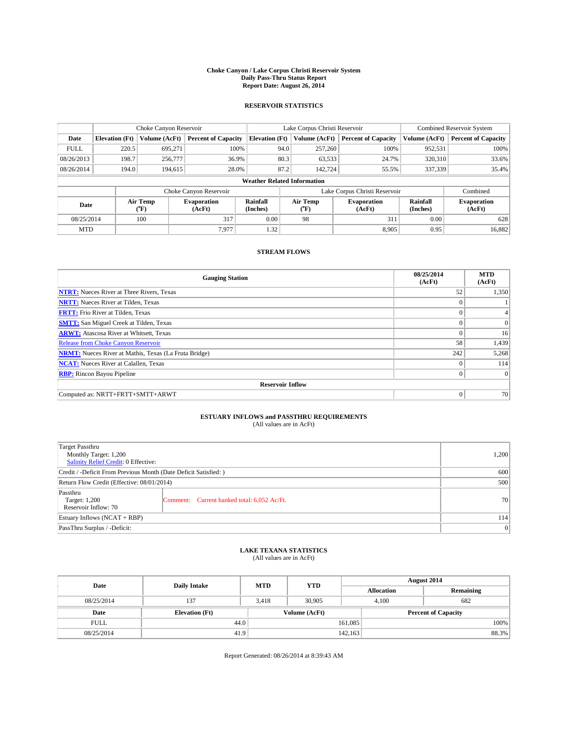**Choke Canyon / Lake Corpus Christi Reservoir System**
**Daily Pass-Thru Status Report**
**Report Date: August 26, 2014**

## RESERVOIR STATISTICS

| | Choke Canyon Reservoir | | | Lake Corpus Christi Reservoir | | | Combined Reservoir System | |
|---|---|---|---|---|---|---|---|---|
| **Date** | **Elevation (Ft)** | **Volume (AcFt)** | **Percent of Capacity** | **Elevation (Ft)** | **Volume (AcFt)** | **Percent of Capacity** | **Volume (AcFt)** | **Percent of Capacity** |
| FULL | 220.5 | 695,271 | 100% | 94.0 | 257,260 | 100% | 952,531 | 100% |
| 08/26/2013 | 198.7 | 256,777 | 36.9% | 80.3 | 63,533 | 24.7% | 320,310 | 33.6% |
| 08/26/2014 | 194.0 | 194,615 | 28.0% | 87.2 | 142,724 | 55.5% | 337,339 | 35.4% |

**Weather Related Information**

| | Choke Canyon Reservoir | | | Lake Corpus Christi Reservoir | | | Combined |
|---|---|---|---|---|---|---|---|
| **Date** | **Air Temp (°F)** | **Evaporation (AcFt)** | **Rainfall (Inches)** | **Air Temp (°F)** | **Evaporation (AcFt)** | **Rainfall (Inches)** | **Evaporation (AcFt)** |
| 08/25/2014 | 100 | 317 | 0.00 | 98 | 311 | 0.00 | 628 |
| MTD | | 7,977 | 1.32 | | 8,905 | 0.95 | 16,882 |

## STREAM FLOWS

| Gauging Station | 08/25/2014 (AcFt) | MTD (AcFt) |
|---|---|---|
| **NTRT:** Nueces River at Three Rivers, Texas | 52 | 1,350 |
| **NRTT:** Nueces River at Tilden, Texas | 0 | 1 |
| **FRTT:** Frio River at Tilden, Texas | 0 | 4 |
| **SMTT:** San Miguel Creek at Tilden, Texas | 0 | 0 |
| **ARWT:** Atascosa River at Whitsett, Texas | 0 | 16 |
| Release from Choke Canyon Reservoir | 58 | 1,439 |
| **NRMT:** Nueces River at Mathis, Texas (La Fruta Bridge) | 242 | 5,268 |
| **NCAT:** Nueces River at Calallen, Texas | 0 | 114 |
| **RBP:** Rincon Bayou Pipeline | 0 | 0 |
| **Reservoir Inflow** | | |
| Computed as: NRTT+FRTT+SMTT+ARWT | 0 | 70 |

## ESTUARY INFLOWS and PASSTHRU REQUIREMENTS

(All values are in AcFt)

| | |
|---|---|
| Target Passthru<br>Monthly Target: 1,200<br>Salinity Relief Credit: 0 Effective: | 1,200 |
| Credit / -Deficit From Previous Month (Date Deficit Satisfied: ) | 600 |
| Return Flow Credit (Effective: 08/01/2014) | 500 |
| Passthru<br>Target: 1,200<br>Reservoir Inflow: 70<br>Comment: Current banked total: 6,052 Ac/Ft. | 70 |
| Estuary Inflows (NCAT + RBP) | 114 |
| PassThru Surplus / -Deficit: | 0 |

## LAKE TEXANA STATISTICS

(All values are in AcFt)

| Date | Daily Intake | MTD | YTD | August 2014 Allocation | August 2014 Remaining |
|---|---|---|---|---|---|
| 08/25/2014 | 137 | 3,418 | 30,905 | 4,100 | 682 |

| Date | Elevation (Ft) | Volume (AcFt) | Percent of Capacity |
|---|---|---|---|
| FULL | 44.0 | 161,085 | 100% |
| 08/25/2014 | 41.9 | 142,163 | 88.3% |

Report Generated: 08/26/2014 at 8:39:43 AM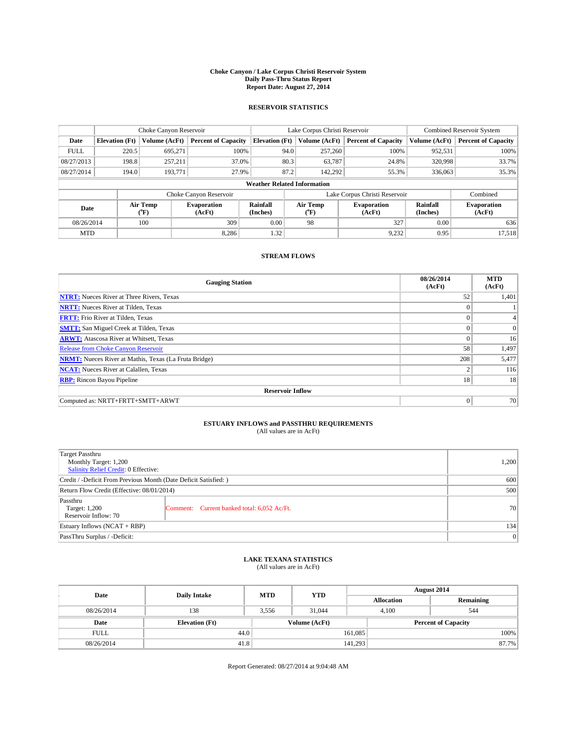# Choke Canyon / Lake Corpus Christi Reservoir System
# Daily Pass-Thru Status Report
# Report Date: August 27, 2014

## RESERVOIR STATISTICS

| | Choke Canyon Reservoir | | | Lake Corpus Christi Reservoir | | | Combined Reservoir System | |
|---|---|---|---|---|---|---|---|---|
| Date | Elevation (Ft) | Volume (AcFt) | Percent of Capacity | Elevation (Ft) | Volume (AcFt) | Percent of Capacity | Volume (AcFt) | Percent of Capacity |
| FULL | 220.5 | 695,271 | 100% | 94.0 | 257,260 | 100% | 952,531 | 100% |
| 08/27/2013 | 198.8 | 257,211 | 37.0% | 80.3 | 63,787 | 24.8% | 320,998 | 33.7% |
| 08/27/2014 | 194.0 | 193,771 | 27.9% | 87.2 | 142,292 | 55.3% | 336,063 | 35.3% |

### Weather Related Information

| | Choke Canyon Reservoir | | | Lake Corpus Christi Reservoir | | | Combined |
|---|---|---|---|---|---|---|---|
| Date | Air Temp (°F) | Evaporation (AcFt) | Rainfall (Inches) | Air Temp (°F) | Evaporation (AcFt) | Rainfall (Inches) | Evaporation (AcFt) |
| 08/26/2014 | 100 | 309 | 0.00 | 98 | 327 | 0.00 | 636 |
| MTD | | 8,286 | 1.32 | | 9,232 | 0.95 | 17,518 |

## STREAM FLOWS

| Gauging Station | 08/26/2014 (AcFt) | MTD (AcFt) |
|---|---|---|
| **NTRT:** Nueces River at Three Rivers, Texas | 52 | 1,401 |
| **NRTT:** Nueces River at Tilden, Texas | 0 | 1 |
| **FRTT:** Frio River at Tilden, Texas | 0 | 4 |
| **SMTT:** San Miguel Creek at Tilden, Texas | 0 | 0 |
| **ARWT:** Atascosa River at Whitsett, Texas | 0 | 16 |
| Release from Choke Canyon Reservoir | 58 | 1,497 |
| **NRMT:** Nueces River at Mathis, Texas (La Fruta Bridge) | 208 | 5,477 |
| **NCAT:** Nueces River at Calallen, Texas | 2 | 116 |
| **RBP:** Rincon Bayou Pipeline | 18 | 18 |
| **Reservoir Inflow** | | |
| Computed as: NRTT+FRTT+SMTT+ARWT | 0 | 70 |

## ESTUARY INFLOWS and PASSTHRU REQUIREMENTS
(All values are in AcFt)

| | | |
|---|---|---|
| Target Passthru<br>Monthly Target: 1,200<br>Salinity Relief Credit: 0 Effective: | | 1,200 |
| Credit / -Deficit From Previous Month (Date Deficit Satisfied: ) | | 600 |
| Return Flow Credit (Effective: 08/01/2014) | | 500 |
| Passthru<br>Target: 1,200<br>Reservoir Inflow: 70 | Comment: Current banked total: 6,052 Ac/Ft. | 70 |
| Estuary Inflows (NCAT + RBP) | | 134 |
| PassThru Surplus / -Deficit: | | 0 |

## LAKE TEXANA STATISTICS
(All values are in AcFt)

| Date | Daily Intake | MTD | YTD | August 2014 Allocation | August 2014 Remaining |
|---|---|---|---|---|---|
| 08/26/2014 | 138 | 3,556 | 31,044 | 4,100 | 544 |

| Date | Elevation (Ft) | Volume (AcFt) | Percent of Capacity |
|---|---|---|---|
| FULL | 44.0 | 161,085 | 100% |
| 08/26/2014 | 41.8 | 141,293 | 87.7% |

Report Generated: 08/27/2014 at 9:04:48 AM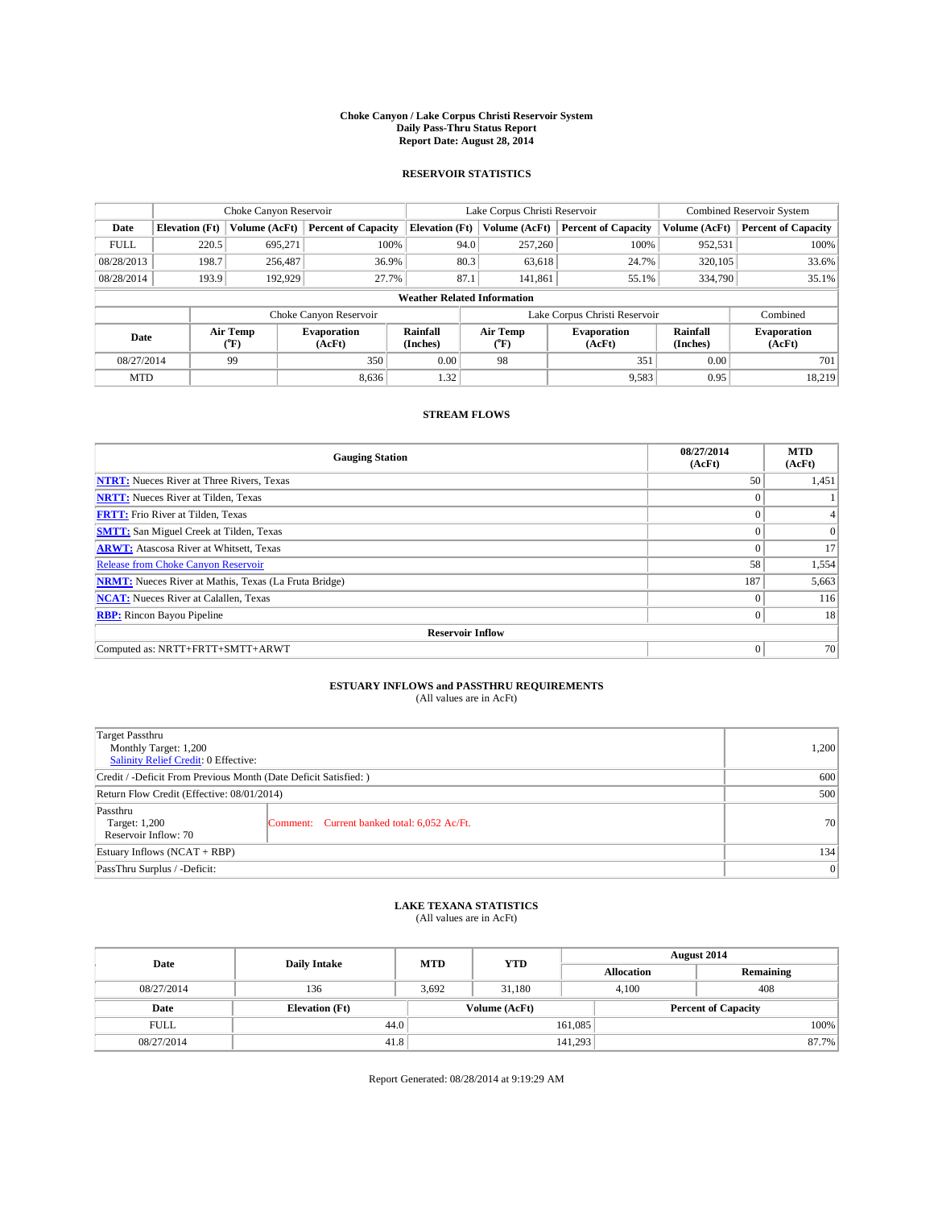# Choke Canyon / Lake Corpus Christi Reservoir System
## Daily Pass-Thru Status Report
## Report Date: August 28, 2014

### RESERVOIR STATISTICS

| | Choke Canyon Reservoir | | | Lake Corpus Christi Reservoir | | | Combined Reservoir System | |
|---|---|---|---|---|---|---|---|---|
| Date | Elevation (Ft) | Volume (AcFt) | Percent of Capacity | Elevation (Ft) | Volume (AcFt) | Percent of Capacity | Volume (AcFt) | Percent of Capacity |
| FULL | 220.5 | 695,271 | 100% | 94.0 | 257,260 | 100% | 952,531 | 100% |
| 08/28/2013 | 198.7 | 256,487 | 36.9% | 80.3 | 63,618 | 24.7% | 320,105 | 33.6% |
| 08/28/2014 | 193.9 | 192,929 | 27.7% | 87.1 | 141,861 | 55.1% | 334,790 | 35.1% |

**Weather Related Information**

| | Choke Canyon Reservoir | | | Lake Corpus Christi Reservoir | | | Combined |
|---|---|---|---|---|---|---|---|
| Date | Air Temp (°F) | Evaporation (AcFt) | Rainfall (Inches) | Air Temp (°F) | Evaporation (AcFt) | Rainfall (Inches) | Evaporation (AcFt) |
| 08/27/2014 | 99 | 350 | 0.00 | 98 | 351 | 0.00 | 701 |
| MTD | | 8,636 | 1.32 | | 9,583 | 0.95 | 18,219 |

### STREAM FLOWS

| Gauging Station | 08/27/2014 (AcFt) | MTD (AcFt) |
|---|---|---|
| NTRT: Nueces River at Three Rivers, Texas | 50 | 1,451 |
| NRTT: Nueces River at Tilden, Texas | 0 | 1 |
| FRTT: Frio River at Tilden, Texas | 0 | 4 |
| SMTT: San Miguel Creek at Tilden, Texas | 0 | 0 |
| ARWT: Atascosa River at Whitsett, Texas | 0 | 17 |
| Release from Choke Canyon Reservoir | 58 | 1,554 |
| NRMT: Nueces River at Mathis, Texas (La Fruta Bridge) | 187 | 5,663 |
| NCAT: Nueces River at Calallen, Texas | 0 | 116 |
| RBP: Rincon Bayou Pipeline | 0 | 18 |
| **Reservoir Inflow** | | |
| Computed as: NRTT+FRTT+SMTT+ARWT | 0 | 70 |

### ESTUARY INFLOWS and PASSTHRU REQUIREMENTS
(All values are in AcFt)

| | | |
|---|---|---|
| Target Passthru<br>Monthly Target: 1,200<br>Salinity Relief Credit: 0 Effective: | | 1,200 |
| Credit / -Deficit From Previous Month (Date Deficit Satisfied: ) | | 600 |
| Return Flow Credit (Effective: 08/01/2014) | | 500 |
| Passthru<br>Target: 1,200<br>Reservoir Inflow: 70 | Comment: Current banked total: 6,052 Ac/Ft. | 70 |
| Estuary Inflows (NCAT + RBP) | | 134 |
| PassThru Surplus / -Deficit: | | 0 |

### LAKE TEXANA STATISTICS
(All values are in AcFt)

| Date | Daily Intake | MTD | YTD | August 2014 Allocation | August 2014 Remaining |
|---|---|---|---|---|---|
| 08/27/2014 | 136 | 3,692 | 31,180 | 4,100 | 408 |

| Date | Elevation (Ft) | Volume (AcFt) | Percent of Capacity |
|---|---|---|---|
| FULL | 44.0 | 161,085 | 100% |
| 08/27/2014 | 41.8 | 141,293 | 87.7% |

Report Generated: 08/28/2014 at 9:19:29 AM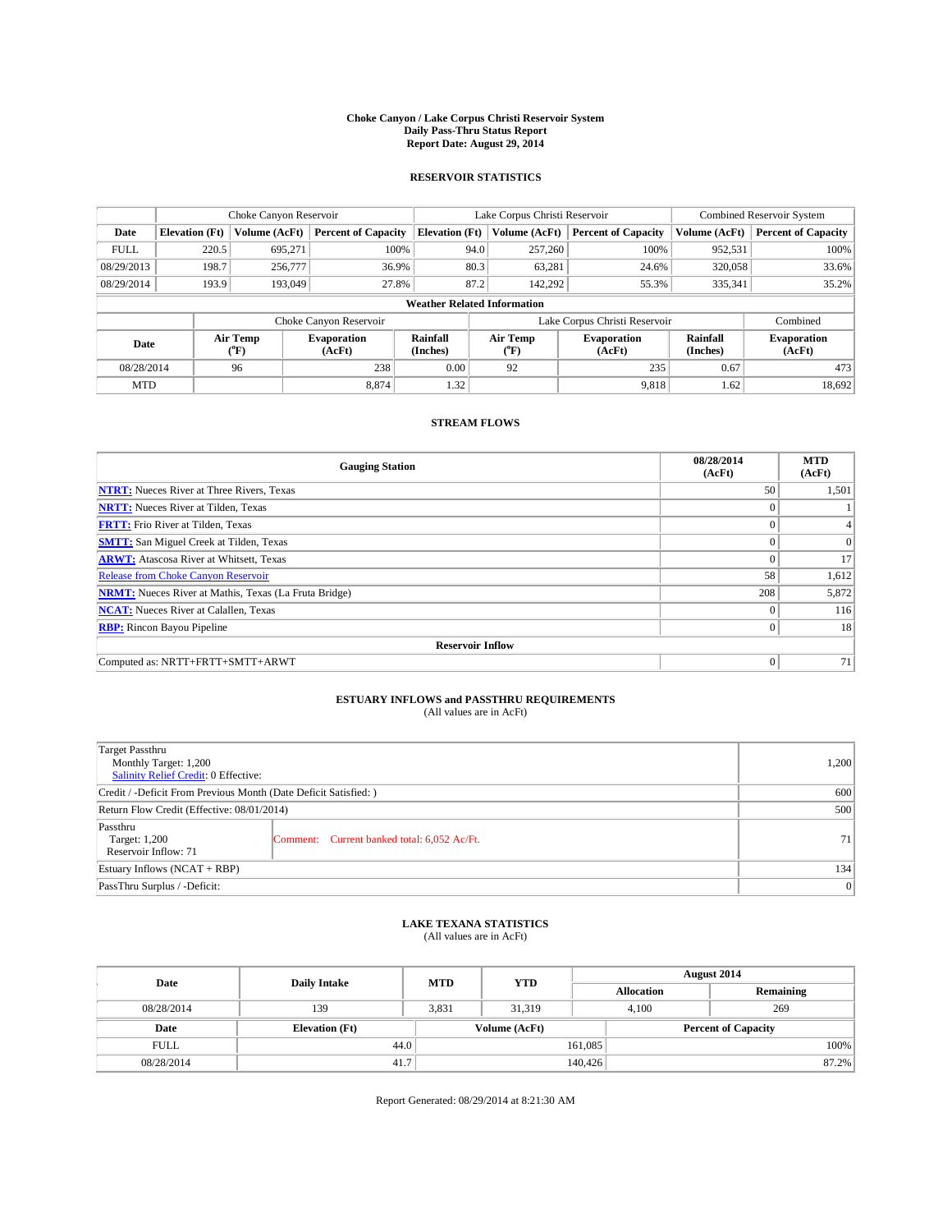# Choke Canyon / Lake Corpus Christi Reservoir System
## Daily Pass-Thru Status Report
## Report Date: August 29, 2014

### RESERVOIR STATISTICS

| | Choke Canyon Reservoir | | | Lake Corpus Christi Reservoir | | | Combined Reservoir System | |
|---|---|---|---|---|---|---|---|---|
| Date | Elevation (Ft) | Volume (AcFt) | Percent of Capacity | Elevation (Ft) | Volume (AcFt) | Percent of Capacity | Volume (AcFt) | Percent of Capacity |
| FULL | 220.5 | 695,271 | 100% | 94.0 | 257,260 | 100% | 952,531 | 100% |
| 08/29/2013 | 198.7 | 256,777 | 36.9% | 80.3 | 63,281 | 24.6% | 320,058 | 33.6% |
| 08/29/2014 | 193.9 | 193,049 | 27.8% | 87.2 | 142,292 | 55.3% | 335,341 | 35.2% |

**Weather Related Information**

| | Choke Canyon Reservoir | | | Lake Corpus Christi Reservoir | | | Combined |
|---|---|---|---|---|---|---|---|
| Date | Air Temp (°F) | Evaporation (AcFt) | Rainfall (Inches) | Air Temp (°F) | Evaporation (AcFt) | Rainfall (Inches) | Evaporation (AcFt) |
| 08/28/2014 | 96 | 238 | 0.00 | 92 | 235 | 0.67 | 473 |
| MTD | | 8,874 | 1.32 | | 9,818 | 1.62 | 18,692 |

### STREAM FLOWS

| Gauging Station | 08/28/2014 (AcFt) | MTD (AcFt) |
|---|---|---|
| **NTRT:** Nueces River at Three Rivers, Texas | 50 | 1,501 |
| **NRTT:** Nueces River at Tilden, Texas | 0 | 1 |
| **FRTT:** Frio River at Tilden, Texas | 0 | 4 |
| **SMTT:** San Miguel Creek at Tilden, Texas | 0 | 0 |
| **ARWT:** Atascosa River at Whitsett, Texas | 0 | 17 |
| Release from Choke Canyon Reservoir | 58 | 1,612 |
| **NRMT:** Nueces River at Mathis, Texas (La Fruta Bridge) | 208 | 5,872 |
| **NCAT:** Nueces River at Calallen, Texas | 0 | 116 |
| **RBP:** Rincon Bayou Pipeline | 0 | 18 |
| **Reservoir Inflow** | | |
| Computed as: NRTT+FRTT+SMTT+ARWT | 0 | 71 |

### ESTUARY INFLOWS and PASSTHRU REQUIREMENTS
(All values are in AcFt)

| | | |
|---|---|---|
| Target Passthru<br>Monthly Target: 1,200<br>Salinity Relief Credit: 0 Effective: | | 1,200 |
| Credit / -Deficit From Previous Month (Date Deficit Satisfied: ) | | 600 |
| Return Flow Credit (Effective: 08/01/2014) | | 500 |
| Passthru<br>Target: 1,200<br>Reservoir Inflow: 71 | Comment: Current banked total: 6,052 Ac/Ft. | 71 |
| Estuary Inflows (NCAT + RBP) | | 134 |
| PassThru Surplus / -Deficit: | | 0 |

### LAKE TEXANA STATISTICS
(All values are in AcFt)

| Date | Daily Intake | MTD | YTD | August 2014 Allocation | August 2014 Remaining |
|---|---|---|---|---|---|
| 08/28/2014 | 139 | 3,831 | 31,319 | 4,100 | 269 |

| Date | Elevation (Ft) | Volume (AcFt) | Percent of Capacity |
|---|---|---|---|
| FULL | 44.0 | 161,085 | 100% |
| 08/28/2014 | 41.7 | 140,426 | 87.2% |

Report Generated: 08/29/2014 at 8:21:30 AM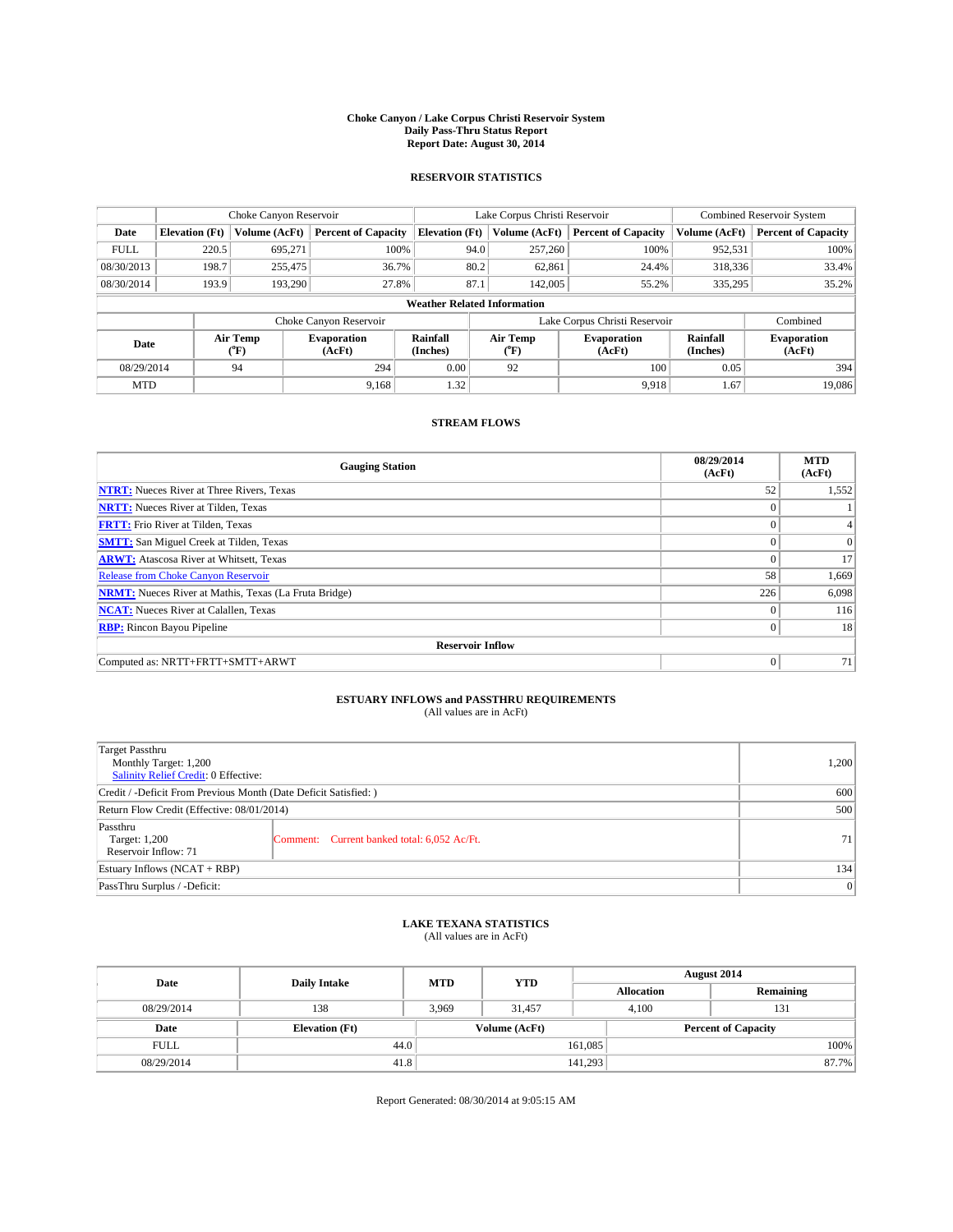**Choke Canyon / Lake Corpus Christi Reservoir System**
**Daily Pass-Thru Status Report**
**Report Date: August 30, 2014**

## RESERVOIR STATISTICS

| | Choke Canyon Reservoir | | | Lake Corpus Christi Reservoir | | | Combined Reservoir System | |
|---|---|---|---|---|---|---|---|---|
| Date | Elevation (Ft) | Volume (AcFt) | Percent of Capacity | Elevation (Ft) | Volume (AcFt) | Percent of Capacity | Volume (AcFt) | Percent of Capacity |
| FULL | 220.5 | 695,271 | 100% | 94.0 | 257,260 | 100% | 952,531 | 100% |
| 08/30/2013 | 198.7 | 255,475 | 36.7% | 80.2 | 62,861 | 24.4% | 318,336 | 33.4% |
| 08/30/2014 | 193.9 | 193,290 | 27.8% | 87.1 | 142,005 | 55.2% | 335,295 | 35.2% |

**Weather Related Information**

| | Choke Canyon Reservoir | | | Lake Corpus Christi Reservoir | | | Combined |
|---|---|---|---|---|---|---|---|
| Date | Air Temp (°F) | Evaporation (AcFt) | Rainfall (Inches) | Air Temp (°F) | Evaporation (AcFt) | Rainfall (Inches) | Evaporation (AcFt) |
| 08/29/2014 | 94 | 294 | 0.00 | 92 | 100 | 0.05 | 394 |
| MTD | | 9,168 | 1.32 | | 9,918 | 1.67 | 19,086 |

## STREAM FLOWS

| Gauging Station | 08/29/2014 (AcFt) | MTD (AcFt) |
|---|---|---|
| **NTRT:** Nueces River at Three Rivers, Texas | 52 | 1,552 |
| **NRTT:** Nueces River at Tilden, Texas | 0 | 1 |
| **FRTT:** Frio River at Tilden, Texas | 0 | 4 |
| **SMTT:** San Miguel Creek at Tilden, Texas | 0 | 0 |
| **ARWT:** Atascosa River at Whitsett, Texas | 0 | 17 |
| Release from Choke Canyon Reservoir | 58 | 1,669 |
| **NRMT:** Nueces River at Mathis, Texas (La Fruta Bridge) | 226 | 6,098 |
| **NCAT:** Nueces River at Calallen, Texas | 0 | 116 |
| **RBP:** Rincon Bayou Pipeline | 0 | 18 |
| **Reservoir Inflow** | | |
| Computed as: NRTT+FRTT+SMTT+ARWT | 0 | 71 |

## ESTUARY INFLOWS and PASSTHRU REQUIREMENTS
(All values are in AcFt)

| | | |
|---|---|---|
| Target Passthru<br>Monthly Target: 1,200<br>Salinity Relief Credit: 0 Effective: | | 1,200 |
| Credit / -Deficit From Previous Month (Date Deficit Satisfied: ) | | 600 |
| Return Flow Credit (Effective: 08/01/2014) | | 500 |
| Passthru<br>Target: 1,200<br>Reservoir Inflow: 71 | Comment: Current banked total: 6,052 Ac/Ft. | 71 |
| Estuary Inflows (NCAT + RBP) | | 134 |
| PassThru Surplus / -Deficit: | | 0 |

## LAKE TEXANA STATISTICS
(All values are in AcFt)

| Date | Daily Intake | MTD | YTD | August 2014 Allocation | August 2014 Remaining |
|---|---|---|---|---|---|
| 08/29/2014 | 138 | 3,969 | 31,457 | 4,100 | 131 |

| Date | Elevation (Ft) | Volume (AcFt) | Percent of Capacity |
|---|---|---|---|
| FULL | 44.0 | 161,085 | 100% |
| 08/29/2014 | 41.8 | 141,293 | 87.7% |

Report Generated: 08/30/2014 at 9:05:15 AM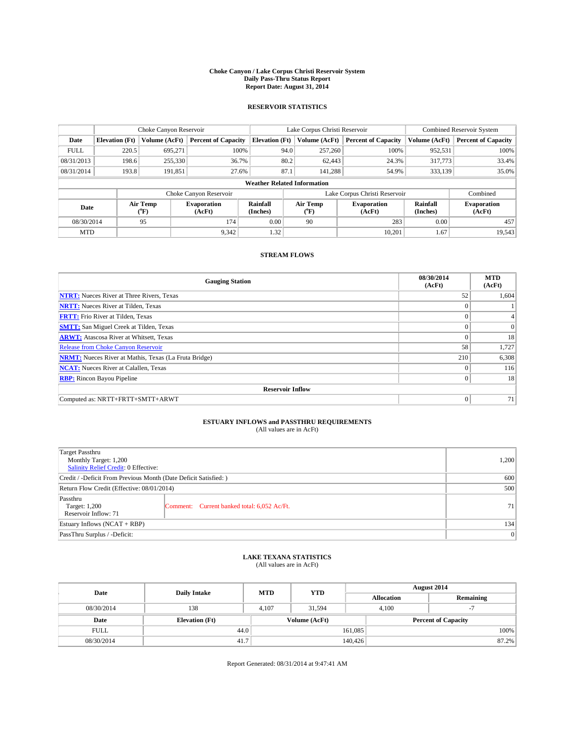# Choke Canyon / Lake Corpus Christi Reservoir System
## Daily Pass-Thru Status Report
## Report Date: August 31, 2014

### RESERVOIR STATISTICS

| | Choke Canyon Reservoir | | | Lake Corpus Christi Reservoir | | | Combined Reservoir System | |
|---|---|---|---|---|---|---|---|---|
| Date | Elevation (Ft) | Volume (AcFt) | Percent of Capacity | Elevation (Ft) | Volume (AcFt) | Percent of Capacity | Volume (AcFt) | Percent of Capacity |
| FULL | 220.5 | 695,271 | 100% | 94.0 | 257,260 | 100% | 952,531 | 100% |
| 08/31/2013 | 198.6 | 255,330 | 36.7% | 80.2 | 62,443 | 24.3% | 317,773 | 33.4% |
| 08/31/2014 | 193.8 | 191,851 | 27.6% | 87.1 | 141,288 | 54.9% | 333,139 | 35.0% |

**Weather Related Information**

| | Choke Canyon Reservoir | | | Lake Corpus Christi Reservoir | | | Combined |
|---|---|---|---|---|---|---|---|
| Date | Air Temp (°F) | Evaporation (AcFt) | Rainfall (Inches) | Air Temp (°F) | Evaporation (AcFt) | Rainfall (Inches) | Evaporation (AcFt) |
| 08/30/2014 | 95 | 174 | 0.00 | 90 | 283 | 0.00 | 457 |
| MTD | | 9,342 | 1.32 | | 10,201 | 1.67 | 19,543 |

### STREAM FLOWS

| Gauging Station | 08/30/2014 (AcFt) | MTD (AcFt) |
|---|---|---|
| **NTRT:** Nueces River at Three Rivers, Texas | 52 | 1,604 |
| **NRTT:** Nueces River at Tilden, Texas | 0 | 1 |
| **FRTT:** Frio River at Tilden, Texas | 0 | 4 |
| **SMTT:** San Miguel Creek at Tilden, Texas | 0 | 0 |
| **ARWT:** Atascosa River at Whitsett, Texas | 0 | 18 |
| Release from Choke Canyon Reservoir | 58 | 1,727 |
| **NRMT:** Nueces River at Mathis, Texas (La Fruta Bridge) | 210 | 6,308 |
| **NCAT:** Nueces River at Calallen, Texas | 0 | 116 |
| **RBP:** Rincon Bayou Pipeline | 0 | 18 |
| **Reservoir Inflow** | | |
| Computed as: NRTT+FRTT+SMTT+ARWT | 0 | 71 |

### ESTUARY INFLOWS and PASSTHRU REQUIREMENTS
(All values are in AcFt)

| | | |
|---|---|---|
| Target Passthru<br>Monthly Target: 1,200<br>Salinity Relief Credit: 0 Effective: | | 1,200 |
| Credit / -Deficit From Previous Month (Date Deficit Satisfied: ) | | 600 |
| Return Flow Credit (Effective: 08/01/2014) | | 500 |
| Passthru<br>Target: 1,200<br>Reservoir Inflow: 71 | Comment: Current banked total: 6,052 Ac/Ft. | 71 |
| Estuary Inflows (NCAT + RBP) | | 134 |
| PassThru Surplus / -Deficit: | | 0 |

### LAKE TEXANA STATISTICS
(All values are in AcFt)

| Date | Daily Intake | MTD | YTD | August 2014 Allocation | August 2014 Remaining |
|---|---|---|---|---|---|
| 08/30/2014 | 138 | 4,107 | 31,594 | 4,100 | -7 |

| Date | Elevation (Ft) | Volume (AcFt) | Percent of Capacity |
|---|---|---|---|
| FULL | 44.0 | 161,085 | 100% |
| 08/30/2014 | 41.7 | 140,426 | 87.2% |

Report Generated: 08/31/2014 at 9:47:41 AM